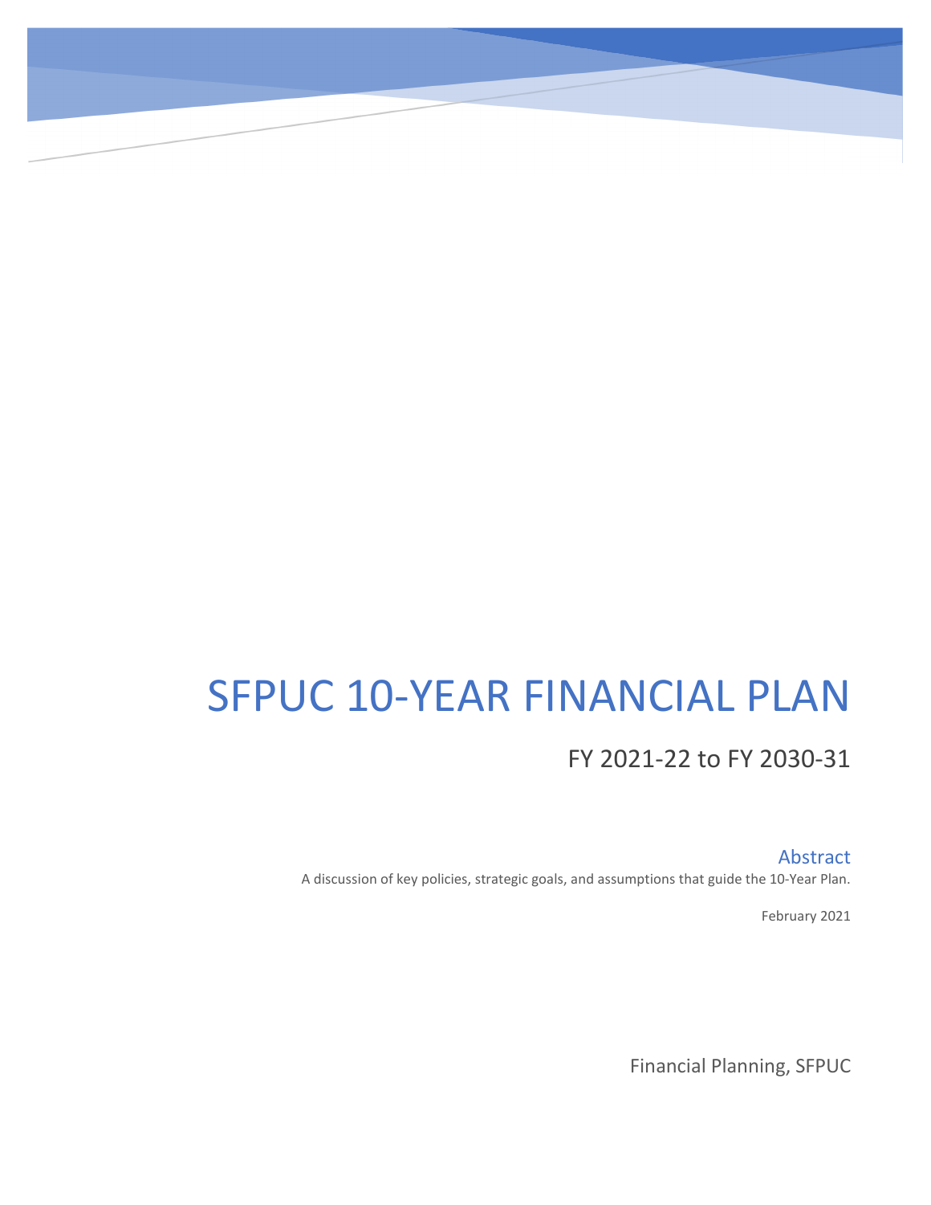# SFPUC 10-YEAR FINANCIAL PLAN

## FY 2021-22 to FY 2030-31

### Abstract

A discussion of key policies, strategic goals, and assumptions that guide the 10-Year Plan.

February 2021

Financial Planning, SFPUC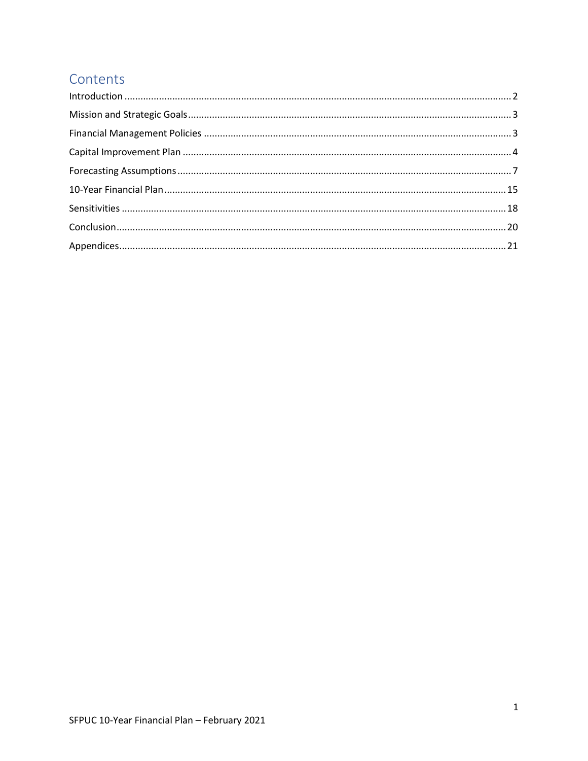# Contents

| | |
|---|---|
| Introduction | 2 |
| Mission and Strategic Goals | 3 |
| Financial Management Policies | 3 |
| Capital Improvement Plan | 4 |
| Forecasting Assumptions | 7 |
| 10-Year Financial Plan | 15 |
| Sensitivities | 18 |
| Conclusion | 20 |
| Appendices | 21 |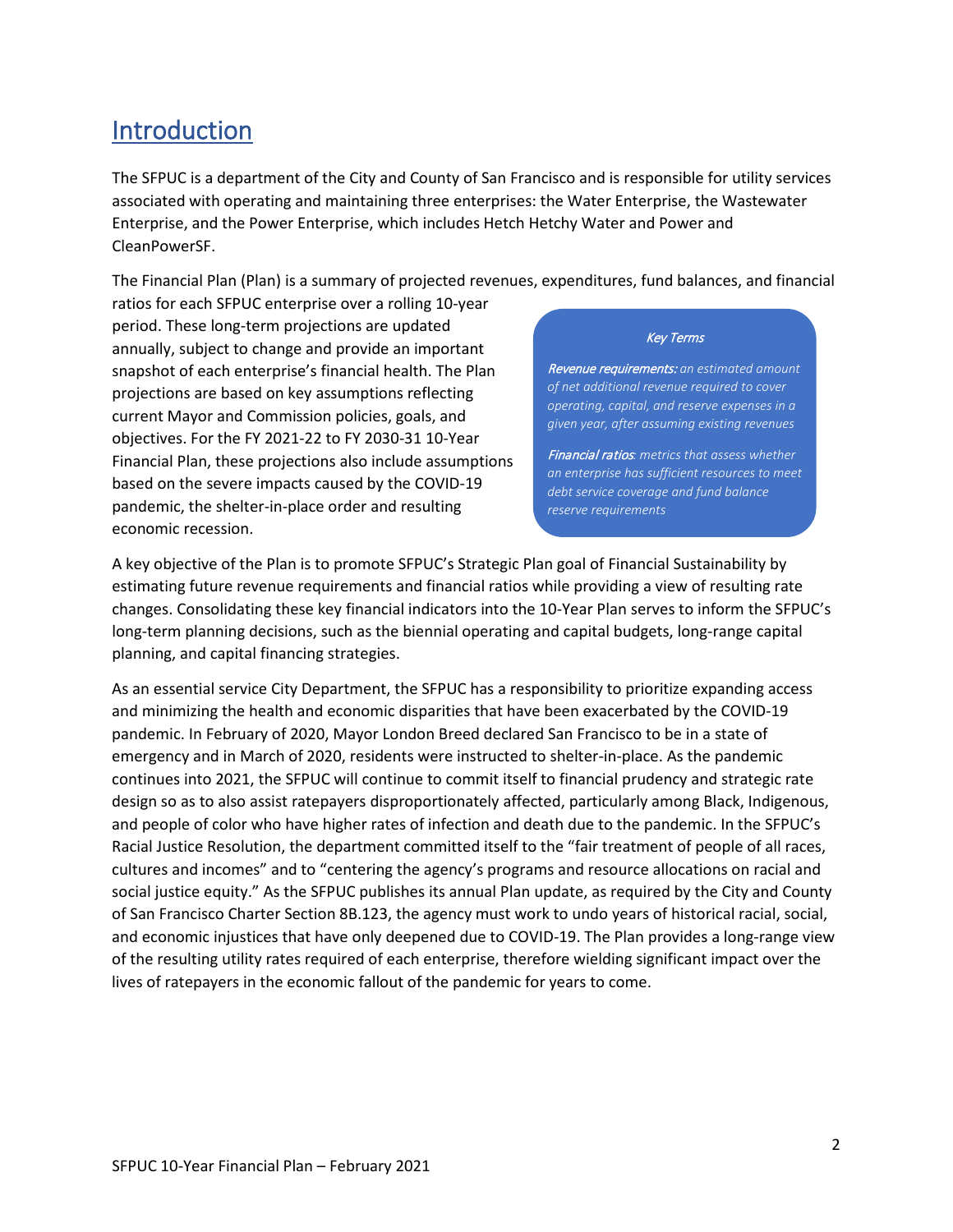# Introduction

The SFPUC is a department of the City and County of San Francisco and is responsible for utility services associated with operating and maintaining three enterprises: the Water Enterprise, the Wastewater Enterprise, and the Power Enterprise, which includes Hetch Hetchy Water and Power and CleanPowerSF.

The Financial Plan (Plan) is a summary of projected revenues, expenditures, fund balances, and financial ratios for each SFPUC enterprise over a rolling 10-year period. These long-term projections are updated annually, subject to change and provide an important snapshot of each enterprise's financial health. The Plan projections are based on key assumptions reflecting current Mayor and Commission policies, goals, and objectives. For the FY 2021-22 to FY 2030-31 10-Year Financial Plan, these projections also include assumptions based on the severe impacts caused by the COVID-19 pandemic, the shelter-in-place order and resulting economic recession.

> *Key Terms*
>
> ***Revenue requirements:*** *an estimated amount of net additional revenue required to cover operating, capital, and reserve expenses in a given year, after assuming existing revenues*
>
> ***Financial ratios****: metrics that assess whether an enterprise has sufficient resources to meet debt service coverage and fund balance reserve requirements*

A key objective of the Plan is to promote SFPUC's Strategic Plan goal of Financial Sustainability by estimating future revenue requirements and financial ratios while providing a view of resulting rate changes. Consolidating these key financial indicators into the 10-Year Plan serves to inform the SFPUC's long-term planning decisions, such as the biennial operating and capital budgets, long-range capital planning, and capital financing strategies.

As an essential service City Department, the SFPUC has a responsibility to prioritize expanding access and minimizing the health and economic disparities that have been exacerbated by the COVID-19 pandemic. In February of 2020, Mayor London Breed declared San Francisco to be in a state of emergency and in March of 2020, residents were instructed to shelter-in-place. As the pandemic continues into 2021, the SFPUC will continue to commit itself to financial prudency and strategic rate design so as to also assist ratepayers disproportionately affected, particularly among Black, Indigenous, and people of color who have higher rates of infection and death due to the pandemic. In the SFPUC's Racial Justice Resolution, the department committed itself to the "fair treatment of people of all races, cultures and incomes" and to "centering the agency's programs and resource allocations on racial and social justice equity." As the SFPUC publishes its annual Plan update, as required by the City and County of San Francisco Charter Section 8B.123, the agency must work to undo years of historical racial, social, and economic injustices that have only deepened due to COVID-19. The Plan provides a long-range view of the resulting utility rates required of each enterprise, therefore wielding significant impact over the lives of ratepayers in the economic fallout of the pandemic for years to come.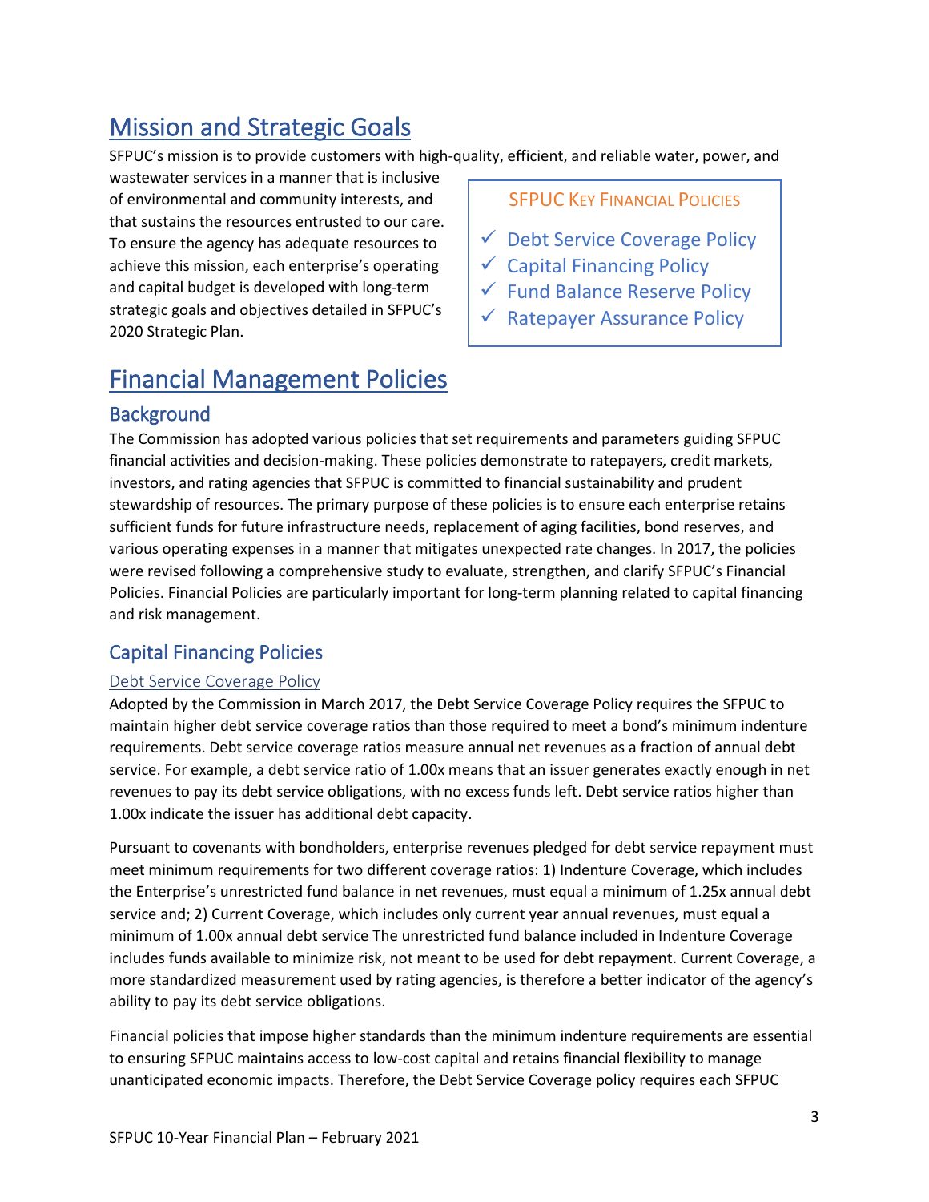# Mission and Strategic Goals

SFPUC's mission is to provide customers with high-quality, efficient, and reliable water, power, and wastewater services in a manner that is inclusive of environmental and community interests, and that sustains the resources entrusted to our care. To ensure the agency has adequate resources to achieve this mission, each enterprise's operating and capital budget is developed with long-term strategic goals and objectives detailed in SFPUC's 2020 Strategic Plan.

**SFPUC Key Financial Policies**

- ✓ Debt Service Coverage Policy
- ✓ Capital Financing Policy
- ✓ Fund Balance Reserve Policy
- ✓ Ratepayer Assurance Policy

# Financial Management Policies

## Background

The Commission has adopted various policies that set requirements and parameters guiding SFPUC financial activities and decision-making. These policies demonstrate to ratepayers, credit markets, investors, and rating agencies that SFPUC is committed to financial sustainability and prudent stewardship of resources. The primary purpose of these policies is to ensure each enterprise retains sufficient funds for future infrastructure needs, replacement of aging facilities, bond reserves, and various operating expenses in a manner that mitigates unexpected rate changes. In 2017, the policies were revised following a comprehensive study to evaluate, strengthen, and clarify SFPUC's Financial Policies. Financial Policies are particularly important for long-term planning related to capital financing and risk management.

## Capital Financing Policies

### Debt Service Coverage Policy

Adopted by the Commission in March 2017, the Debt Service Coverage Policy requires the SFPUC to maintain higher debt service coverage ratios than those required to meet a bond's minimum indenture requirements. Debt service coverage ratios measure annual net revenues as a fraction of annual debt service. For example, a debt service ratio of 1.00x means that an issuer generates exactly enough in net revenues to pay its debt service obligations, with no excess funds left. Debt service ratios higher than 1.00x indicate the issuer has additional debt capacity.

Pursuant to covenants with bondholders, enterprise revenues pledged for debt service repayment must meet minimum requirements for two different coverage ratios: 1) Indenture Coverage, which includes the Enterprise's unrestricted fund balance in net revenues, must equal a minimum of 1.25x annual debt service and; 2) Current Coverage, which includes only current year annual revenues, must equal a minimum of 1.00x annual debt service The unrestricted fund balance included in Indenture Coverage includes funds available to minimize risk, not meant to be used for debt repayment. Current Coverage, a more standardized measurement used by rating agencies, is therefore a better indicator of the agency's ability to pay its debt service obligations.

Financial policies that impose higher standards than the minimum indenture requirements are essential to ensuring SFPUC maintains access to low-cost capital and retains financial flexibility to manage unanticipated economic impacts. Therefore, the Debt Service Coverage policy requires each SFPUC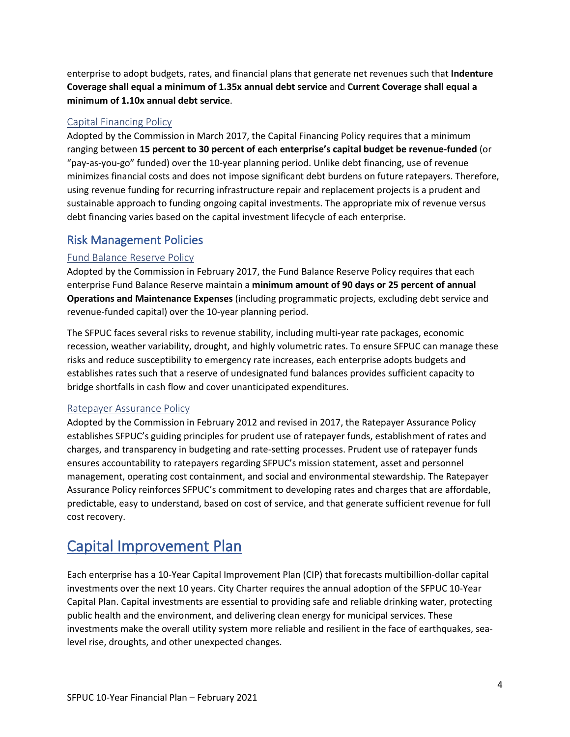enterprise to adopt budgets, rates, and financial plans that generate net revenues such that **Indenture Coverage shall equal a minimum of 1.35x annual debt service** and **Current Coverage shall equal a minimum of 1.10x annual debt service**.

### Capital Financing Policy

Adopted by the Commission in March 2017, the Capital Financing Policy requires that a minimum ranging between **15 percent to 30 percent of each enterprise's capital budget be revenue-funded** (or "pay-as-you-go" funded) over the 10-year planning period. Unlike debt financing, use of revenue minimizes financial costs and does not impose significant debt burdens on future ratepayers. Therefore, using revenue funding for recurring infrastructure repair and replacement projects is a prudent and sustainable approach to funding ongoing capital investments. The appropriate mix of revenue versus debt financing varies based on the capital investment lifecycle of each enterprise.

## Risk Management Policies

### Fund Balance Reserve Policy

Adopted by the Commission in February 2017, the Fund Balance Reserve Policy requires that each enterprise Fund Balance Reserve maintain a **minimum amount of 90 days or 25 percent of annual Operations and Maintenance Expenses** (including programmatic projects, excluding debt service and revenue-funded capital) over the 10-year planning period.

The SFPUC faces several risks to revenue stability, including multi-year rate packages, economic recession, weather variability, drought, and highly volumetric rates. To ensure SFPUC can manage these risks and reduce susceptibility to emergency rate increases, each enterprise adopts budgets and establishes rates such that a reserve of undesignated fund balances provides sufficient capacity to bridge shortfalls in cash flow and cover unanticipated expenditures.

### Ratepayer Assurance Policy

Adopted by the Commission in February 2012 and revised in 2017, the Ratepayer Assurance Policy establishes SFPUC's guiding principles for prudent use of ratepayer funds, establishment of rates and charges, and transparency in budgeting and rate-setting processes. Prudent use of ratepayer funds ensures accountability to ratepayers regarding SFPUC's mission statement, asset and personnel management, operating cost containment, and social and environmental stewardship. The Ratepayer Assurance Policy reinforces SFPUC's commitment to developing rates and charges that are affordable, predictable, easy to understand, based on cost of service, and that generate sufficient revenue for full cost recovery.

# Capital Improvement Plan

Each enterprise has a 10-Year Capital Improvement Plan (CIP) that forecasts multibillion-dollar capital investments over the next 10 years. City Charter requires the annual adoption of the SFPUC 10-Year Capital Plan. Capital investments are essential to providing safe and reliable drinking water, protecting public health and the environment, and delivering clean energy for municipal services. These investments make the overall utility system more reliable and resilient in the face of earthquakes, sea-level rise, droughts, and other unexpected changes.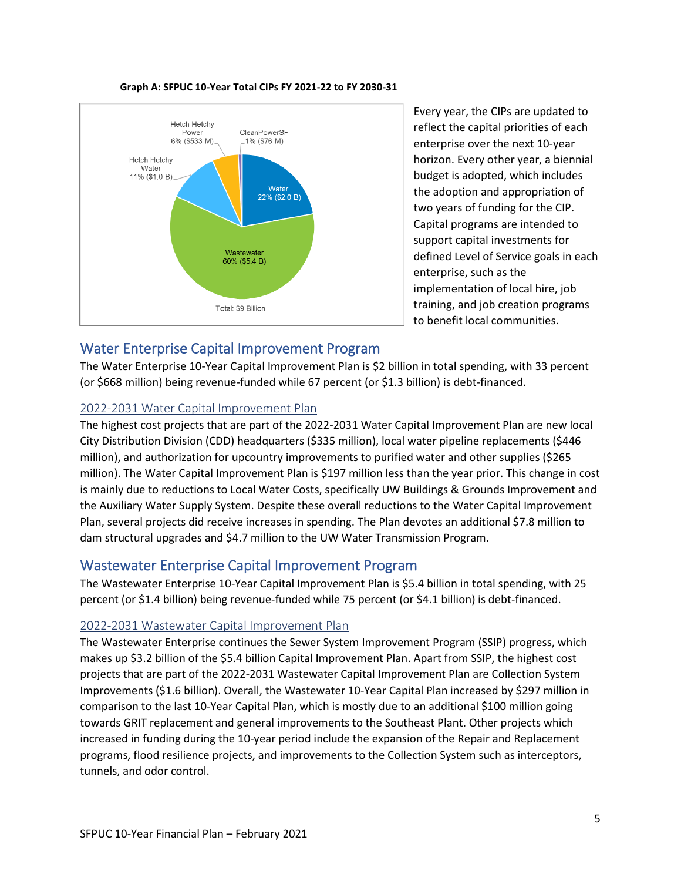**Graph A: SFPUC 10-Year Total CIPs FY 2021-22 to FY 2030-31**

Hetch Hetchy Power 6% ($533 M)
CleanPowerSF 1% ($76 M)
Hetch Hetchy Water 11% ($1.0 B)
Water 22% ($2.0 B)
Wastewater 60% ($5.4 B)
Total: $9 Billion

Every year, the CIPs are updated to reflect the capital priorities of each enterprise over the next 10-year horizon. Every other year, a biennial budget is adopted, which includes the adoption and appropriation of two years of funding for the CIP. Capital programs are intended to support capital investments for defined Level of Service goals in each enterprise, such as the implementation of local hire, job training, and job creation programs to benefit local communities.

## Water Enterprise Capital Improvement Program

The Water Enterprise 10-Year Capital Improvement Plan is $2 billion in total spending, with 33 percent (or $668 million) being revenue-funded while 67 percent (or $1.3 billion) is debt-financed.

### 2022-2031 Water Capital Improvement Plan

The highest cost projects that are part of the 2022-2031 Water Capital Improvement Plan are new local City Distribution Division (CDD) headquarters ($335 million), local water pipeline replacements ($446 million), and authorization for upcountry improvements to purified water and other supplies ($265 million). The Water Capital Improvement Plan is $197 million less than the year prior. This change in cost is mainly due to reductions to Local Water Costs, specifically UW Buildings & Grounds Improvement and the Auxiliary Water Supply System. Despite these overall reductions to the Water Capital Improvement Plan, several projects did receive increases in spending. The Plan devotes an additional $7.8 million to dam structural upgrades and $4.7 million to the UW Water Transmission Program.

## Wastewater Enterprise Capital Improvement Program

The Wastewater Enterprise 10-Year Capital Improvement Plan is $5.4 billion in total spending, with 25 percent (or $1.4 billion) being revenue-funded while 75 percent (or $4.1 billion) is debt-financed.

### 2022-2031 Wastewater Capital Improvement Plan

The Wastewater Enterprise continues the Sewer System Improvement Program (SSIP) progress, which makes up $3.2 billion of the $5.4 billion Capital Improvement Plan. Apart from SSIP, the highest cost projects that are part of the 2022-2031 Wastewater Capital Improvement Plan are Collection System Improvements ($1.6 billion). Overall, the Wastewater 10-Year Capital Plan increased by $297 million in comparison to the last 10-Year Capital Plan, which is mostly due to an additional $100 million going towards GRIT replacement and general improvements to the Southeast Plant. Other projects which increased in funding during the 10-year period include the expansion of the Repair and Replacement programs, flood resilience projects, and improvements to the Collection System such as interceptors, tunnels, and odor control.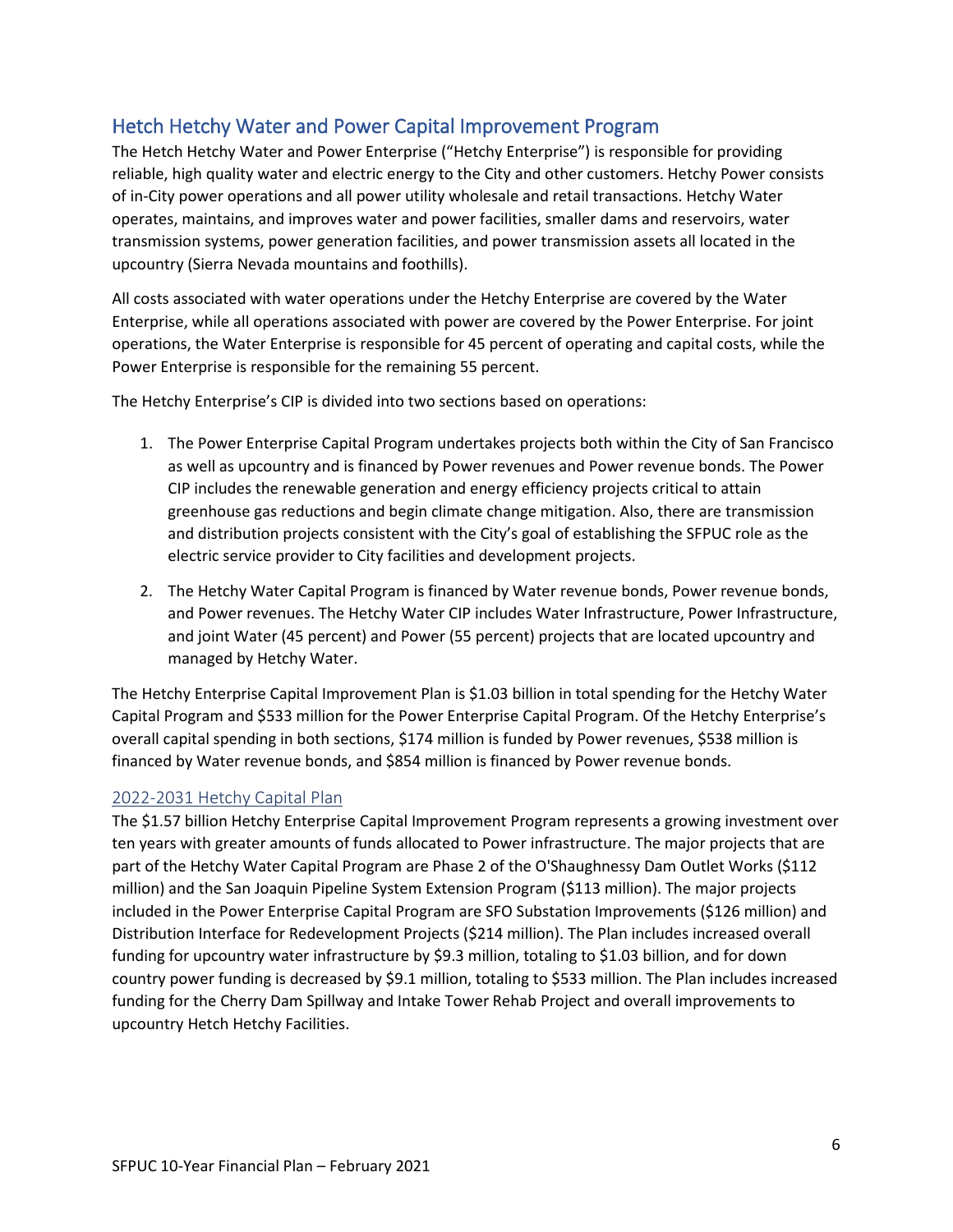## Hetch Hetchy Water and Power Capital Improvement Program

The Hetch Hetchy Water and Power Enterprise ("Hetchy Enterprise") is responsible for providing reliable, high quality water and electric energy to the City and other customers. Hetchy Power consists of in-City power operations and all power utility wholesale and retail transactions. Hetchy Water operates, maintains, and improves water and power facilities, smaller dams and reservoirs, water transmission systems, power generation facilities, and power transmission assets all located in the upcountry (Sierra Nevada mountains and foothills).

All costs associated with water operations under the Hetchy Enterprise are covered by the Water Enterprise, while all operations associated with power are covered by the Power Enterprise. For joint operations, the Water Enterprise is responsible for 45 percent of operating and capital costs, while the Power Enterprise is responsible for the remaining 55 percent.

The Hetchy Enterprise's CIP is divided into two sections based on operations:

1. The Power Enterprise Capital Program undertakes projects both within the City of San Francisco as well as upcountry and is financed by Power revenues and Power revenue bonds. The Power CIP includes the renewable generation and energy efficiency projects critical to attain greenhouse gas reductions and begin climate change mitigation. Also, there are transmission and distribution projects consistent with the City's goal of establishing the SFPUC role as the electric service provider to City facilities and development projects.
2. The Hetchy Water Capital Program is financed by Water revenue bonds, Power revenue bonds, and Power revenues. The Hetchy Water CIP includes Water Infrastructure, Power Infrastructure, and joint Water (45 percent) and Power (55 percent) projects that are located upcountry and managed by Hetchy Water.

The Hetchy Enterprise Capital Improvement Plan is $1.03 billion in total spending for the Hetchy Water Capital Program and $533 million for the Power Enterprise Capital Program. Of the Hetchy Enterprise's overall capital spending in both sections, $174 million is funded by Power revenues, $538 million is financed by Water revenue bonds, and $854 million is financed by Power revenue bonds.

### 2022-2031 Hetchy Capital Plan

The $1.57 billion Hetchy Enterprise Capital Improvement Program represents a growing investment over ten years with greater amounts of funds allocated to Power infrastructure. The major projects that are part of the Hetchy Water Capital Program are Phase 2 of the O'Shaughnessy Dam Outlet Works ($112 million) and the San Joaquin Pipeline System Extension Program ($113 million). The major projects included in the Power Enterprise Capital Program are SFO Substation Improvements ($126 million) and Distribution Interface for Redevelopment Projects ($214 million). The Plan includes increased overall funding for upcountry water infrastructure by $9.3 million, totaling to $1.03 billion, and for down country power funding is decreased by $9.1 million, totaling to $533 million. The Plan includes increased funding for the Cherry Dam Spillway and Intake Tower Rehab Project and overall improvements to upcountry Hetch Hetchy Facilities.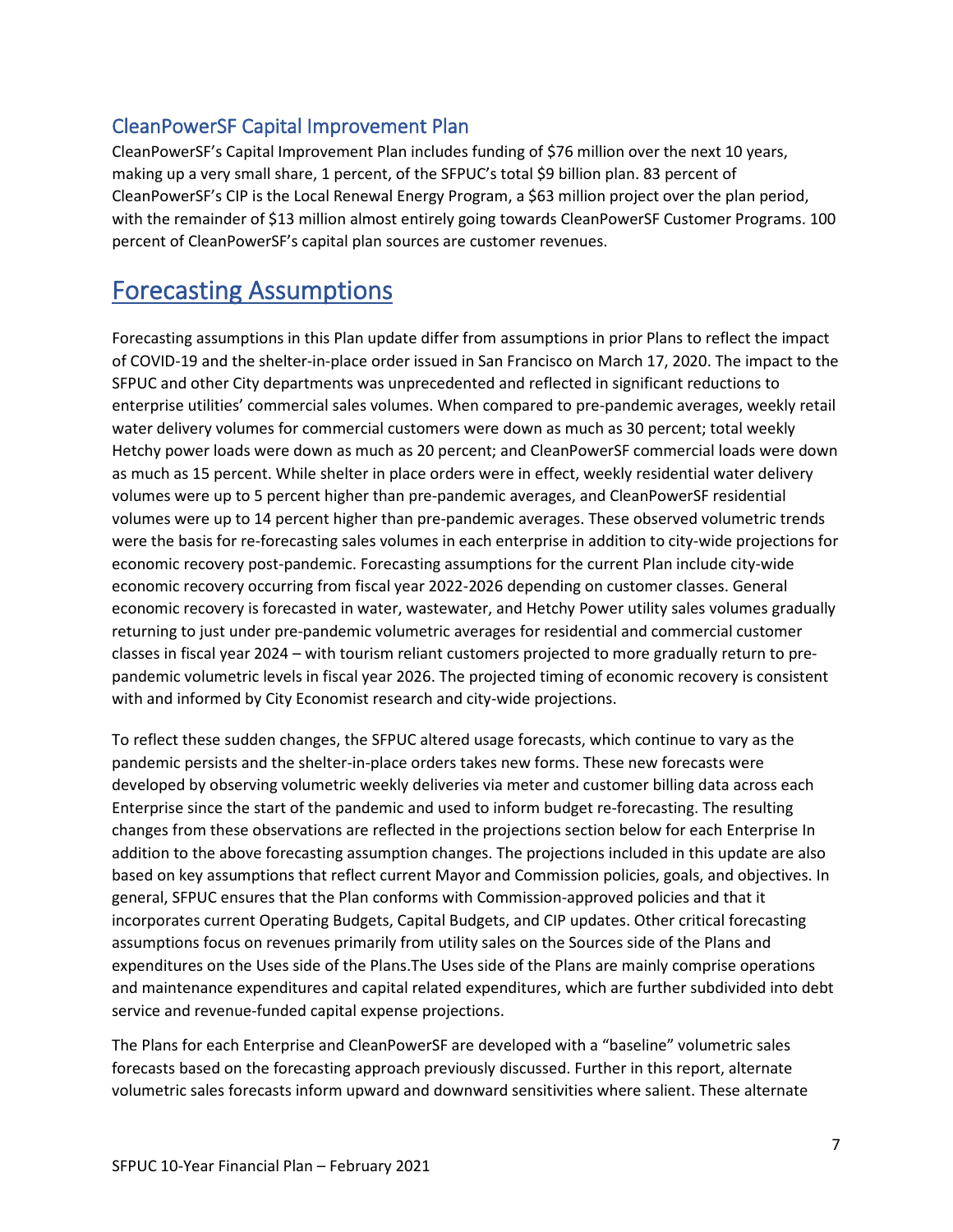## CleanPowerSF Capital Improvement Plan

CleanPowerSF's Capital Improvement Plan includes funding of $76 million over the next 10 years, making up a very small share, 1 percent, of the SFPUC's total $9 billion plan. 83 percent of CleanPowerSF's CIP is the Local Renewal Energy Program, a $63 million project over the plan period, with the remainder of $13 million almost entirely going towards CleanPowerSF Customer Programs. 100 percent of CleanPowerSF's capital plan sources are customer revenues.

# Forecasting Assumptions

Forecasting assumptions in this Plan update differ from assumptions in prior Plans to reflect the impact of COVID-19 and the shelter-in-place order issued in San Francisco on March 17, 2020. The impact to the SFPUC and other City departments was unprecedented and reflected in significant reductions to enterprise utilities' commercial sales volumes. When compared to pre-pandemic averages, weekly retail water delivery volumes for commercial customers were down as much as 30 percent; total weekly Hetchy power loads were down as much as 20 percent; and CleanPowerSF commercial loads were down as much as 15 percent. While shelter in place orders were in effect, weekly residential water delivery volumes were up to 5 percent higher than pre-pandemic averages, and CleanPowerSF residential volumes were up to 14 percent higher than pre-pandemic averages. These observed volumetric trends were the basis for re-forecasting sales volumes in each enterprise in addition to city-wide projections for economic recovery post-pandemic. Forecasting assumptions for the current Plan include city-wide economic recovery occurring from fiscal year 2022-2026 depending on customer classes. General economic recovery is forecasted in water, wastewater, and Hetchy Power utility sales volumes gradually returning to just under pre-pandemic volumetric averages for residential and commercial customer classes in fiscal year 2024 – with tourism reliant customers projected to more gradually return to pre-pandemic volumetric levels in fiscal year 2026. The projected timing of economic recovery is consistent with and informed by City Economist research and city-wide projections.

To reflect these sudden changes, the SFPUC altered usage forecasts, which continue to vary as the pandemic persists and the shelter-in-place orders takes new forms. These new forecasts were developed by observing volumetric weekly deliveries via meter and customer billing data across each Enterprise since the start of the pandemic and used to inform budget re-forecasting. The resulting changes from these observations are reflected in the projections section below for each Enterprise In addition to the above forecasting assumption changes. The projections included in this update are also based on key assumptions that reflect current Mayor and Commission policies, goals, and objectives. In general, SFPUC ensures that the Plan conforms with Commission-approved policies and that it incorporates current Operating Budgets, Capital Budgets, and CIP updates. Other critical forecasting assumptions focus on revenues primarily from utility sales on the Sources side of the Plans and expenditures on the Uses side of the Plans.The Uses side of the Plans are mainly comprise operations and maintenance expenditures and capital related expenditures, which are further subdivided into debt service and revenue-funded capital expense projections.

The Plans for each Enterprise and CleanPowerSF are developed with a "baseline" volumetric sales forecasts based on the forecasting approach previously discussed. Further in this report, alternate volumetric sales forecasts inform upward and downward sensitivities where salient. These alternate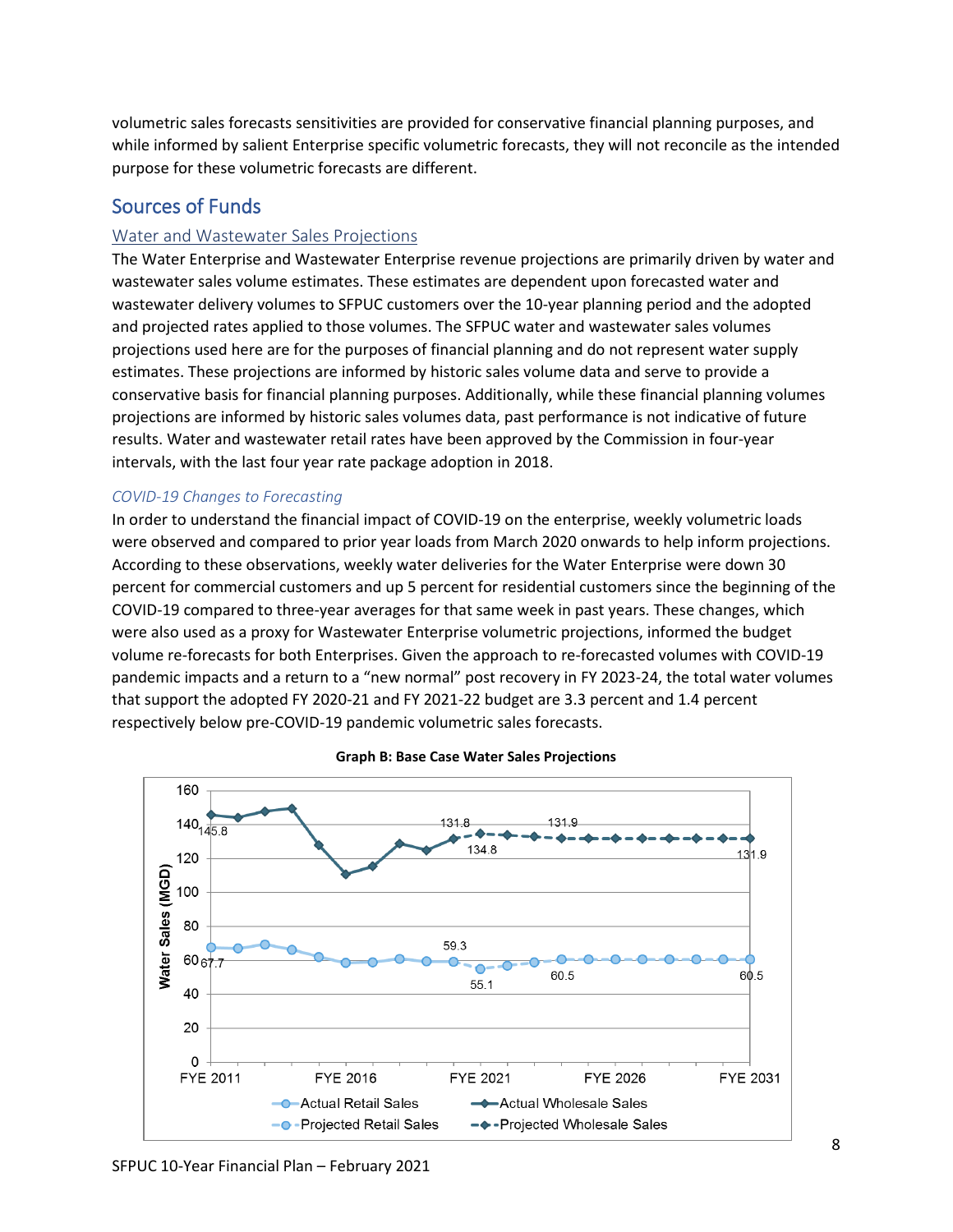volumetric sales forecasts sensitivities are provided for conservative financial planning purposes, and while informed by salient Enterprise specific volumetric forecasts, they will not reconcile as the intended purpose for these volumetric forecasts are different.

## Sources of Funds

### Water and Wastewater Sales Projections

The Water Enterprise and Wastewater Enterprise revenue projections are primarily driven by water and wastewater sales volume estimates. These estimates are dependent upon forecasted water and wastewater delivery volumes to SFPUC customers over the 10-year planning period and the adopted and projected rates applied to those volumes. The SFPUC water and wastewater sales volumes projections used here are for the purposes of financial planning and do not represent water supply estimates. These projections are informed by historic sales volume data and serve to provide a conservative basis for financial planning purposes. Additionally, while these financial planning volumes projections are informed by historic sales volumes data, past performance is not indicative of future results. Water and wastewater retail rates have been approved by the Commission in four-year intervals, with the last four year rate package adoption in 2018.

#### *COVID-19 Changes to Forecasting*

In order to understand the financial impact of COVID-19 on the enterprise, weekly volumetric loads were observed and compared to prior year loads from March 2020 onwards to help inform projections. According to these observations, weekly water deliveries for the Water Enterprise were down 30 percent for commercial customers and up 5 percent for residential customers since the beginning of the COVID-19 compared to three-year averages for that same week in past years. These changes, which were also used as a proxy for Wastewater Enterprise volumetric projections, informed the budget volume re-forecasts for both Enterprises. Given the approach to re-forecasted volumes with COVID-19 pandemic impacts and a return to a "new normal" post recovery in FY 2023-24, the total water volumes that support the adopted FY 2020-21 and FY 2021-22 budget are 3.3 percent and 1.4 percent respectively below pre-COVID-19 pandemic volumetric sales forecasts.

**Graph B: Base Case Water Sales Projections**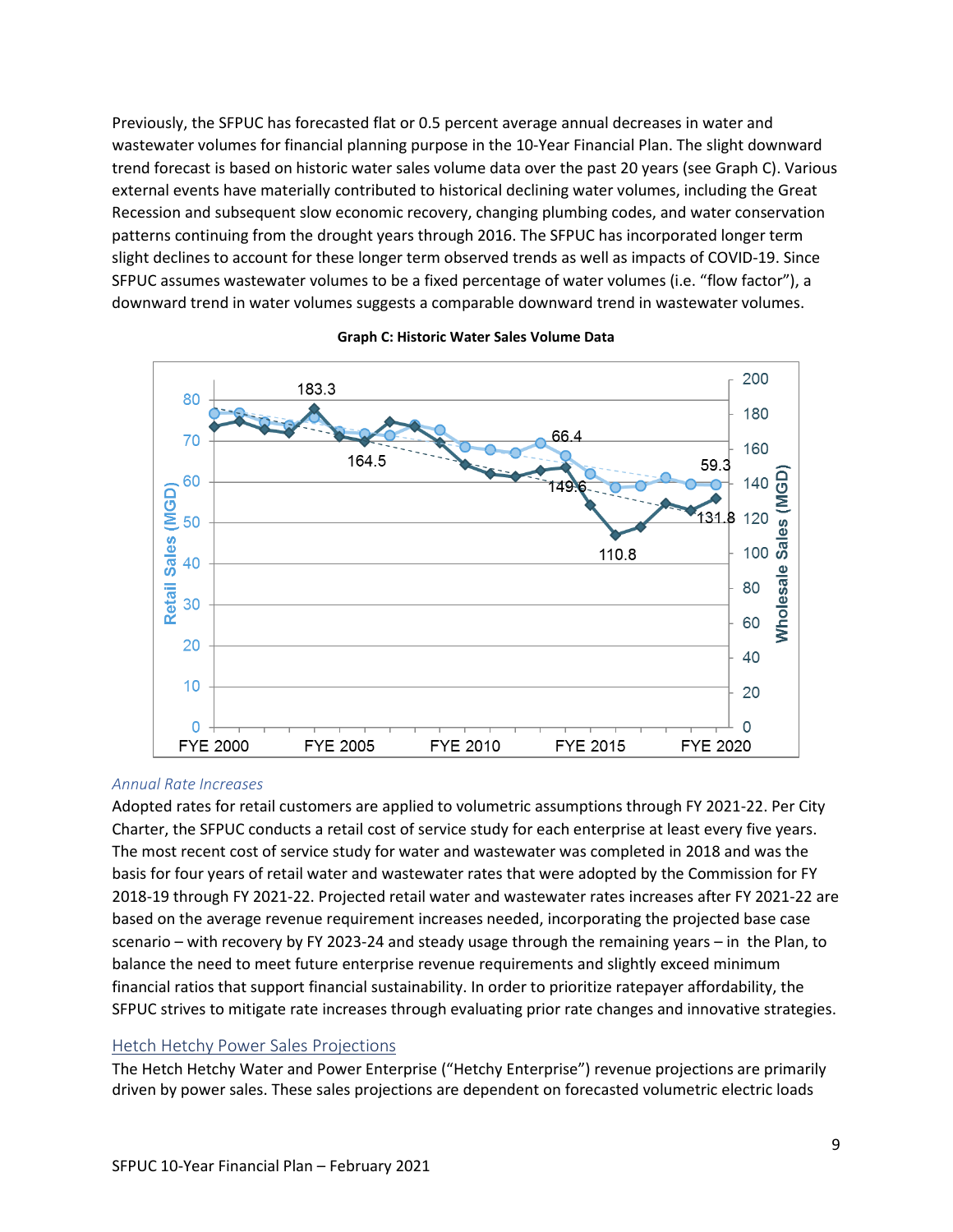Previously, the SFPUC has forecasted flat or 0.5 percent average annual decreases in water and wastewater volumes for financial planning purpose in the 10-Year Financial Plan. The slight downward trend forecast is based on historic water sales volume data over the past 20 years (see Graph C). Various external events have materially contributed to historical declining water volumes, including the Great Recession and subsequent slow economic recovery, changing plumbing codes, and water conservation patterns continuing from the drought years through 2016. The SFPUC has incorporated longer term slight declines to account for these longer term observed trends as well as impacts of COVID-19. Since SFPUC assumes wastewater volumes to be a fixed percentage of water volumes (i.e. "flow factor"), a downward trend in water volumes suggests a comparable downward trend in wastewater volumes.

**Graph C: Historic Water Sales Volume Data**

### Annual Rate Increases

Adopted rates for retail customers are applied to volumetric assumptions through FY 2021-22. Per City Charter, the SFPUC conducts a retail cost of service study for each enterprise at least every five years. The most recent cost of service study for water and wastewater was completed in 2018 and was the basis for four years of retail water and wastewater rates that were adopted by the Commission for FY 2018-19 through FY 2021-22. Projected retail water and wastewater rates increases after FY 2021-22 are based on the average revenue requirement increases needed, incorporating the projected base case scenario – with recovery by FY 2023-24 and steady usage through the remaining years – in the Plan, to balance the need to meet future enterprise revenue requirements and slightly exceed minimum financial ratios that support financial sustainability. In order to prioritize ratepayer affordability, the SFPUC strives to mitigate rate increases through evaluating prior rate changes and innovative strategies.

## Hetch Hetchy Power Sales Projections

The Hetch Hetchy Water and Power Enterprise ("Hetchy Enterprise") revenue projections are primarily driven by power sales. These sales projections are dependent on forecasted volumetric electric loads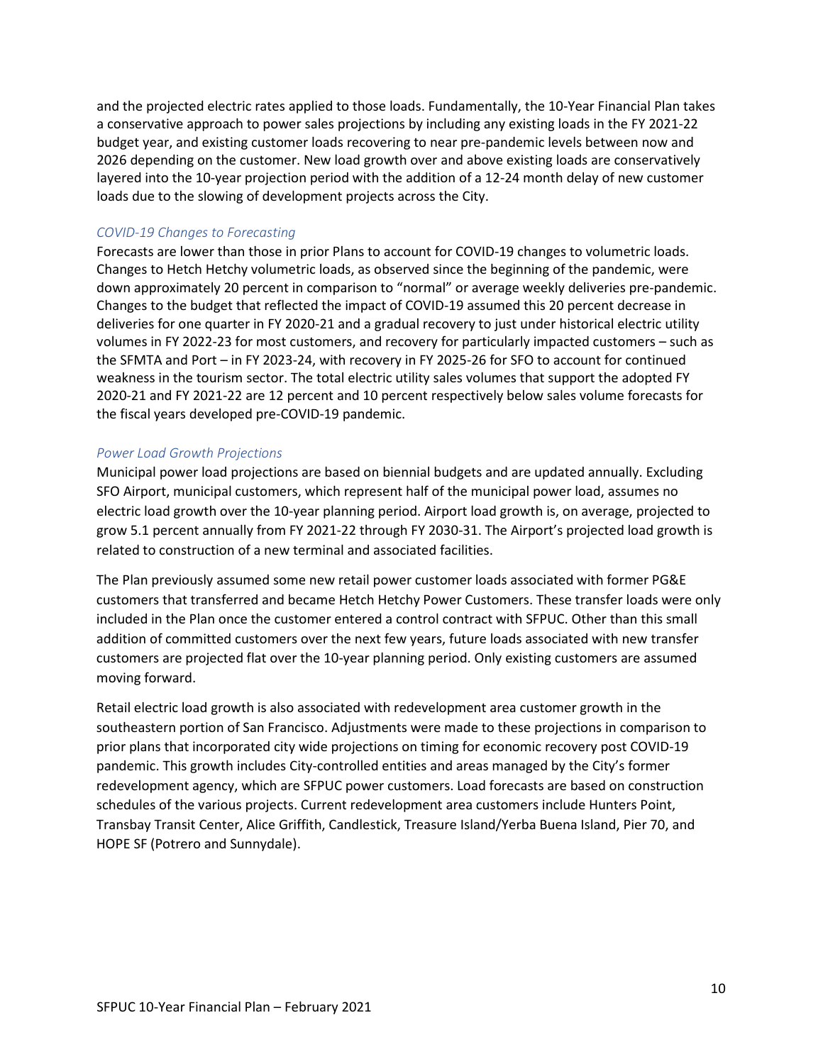and the projected electric rates applied to those loads. Fundamentally, the 10-Year Financial Plan takes a conservative approach to power sales projections by including any existing loads in the FY 2021-22 budget year, and existing customer loads recovering to near pre-pandemic levels between now and 2026 depending on the customer. New load growth over and above existing loads are conservatively layered into the 10-year projection period with the addition of a 12-24 month delay of new customer loads due to the slowing of development projects across the City.

### *COVID-19 Changes to Forecasting*

Forecasts are lower than those in prior Plans to account for COVID-19 changes to volumetric loads. Changes to Hetch Hetchy volumetric loads, as observed since the beginning of the pandemic, were down approximately 20 percent in comparison to "normal" or average weekly deliveries pre-pandemic. Changes to the budget that reflected the impact of COVID-19 assumed this 20 percent decrease in deliveries for one quarter in FY 2020-21 and a gradual recovery to just under historical electric utility volumes in FY 2022-23 for most customers, and recovery for particularly impacted customers – such as the SFMTA and Port – in FY 2023-24, with recovery in FY 2025-26 for SFO to account for continued weakness in the tourism sector. The total electric utility sales volumes that support the adopted FY 2020-21 and FY 2021-22 are 12 percent and 10 percent respectively below sales volume forecasts for the fiscal years developed pre-COVID-19 pandemic.

### *Power Load Growth Projections*

Municipal power load projections are based on biennial budgets and are updated annually. Excluding SFO Airport, municipal customers, which represent half of the municipal power load, assumes no electric load growth over the 10-year planning period. Airport load growth is, on average, projected to grow 5.1 percent annually from FY 2021-22 through FY 2030-31. The Airport's projected load growth is related to construction of a new terminal and associated facilities.

The Plan previously assumed some new retail power customer loads associated with former PG&E customers that transferred and became Hetch Hetchy Power Customers. These transfer loads were only included in the Plan once the customer entered a control contract with SFPUC. Other than this small addition of committed customers over the next few years, future loads associated with new transfer customers are projected flat over the 10-year planning period. Only existing customers are assumed moving forward.

Retail electric load growth is also associated with redevelopment area customer growth in the southeastern portion of San Francisco. Adjustments were made to these projections in comparison to prior plans that incorporated city wide projections on timing for economic recovery post COVID-19 pandemic. This growth includes City-controlled entities and areas managed by the City's former redevelopment agency, which are SFPUC power customers. Load forecasts are based on construction schedules of the various projects. Current redevelopment area customers include Hunters Point, Transbay Transit Center, Alice Griffith, Candlestick, Treasure Island/Yerba Buena Island, Pier 70, and HOPE SF (Potrero and Sunnydale).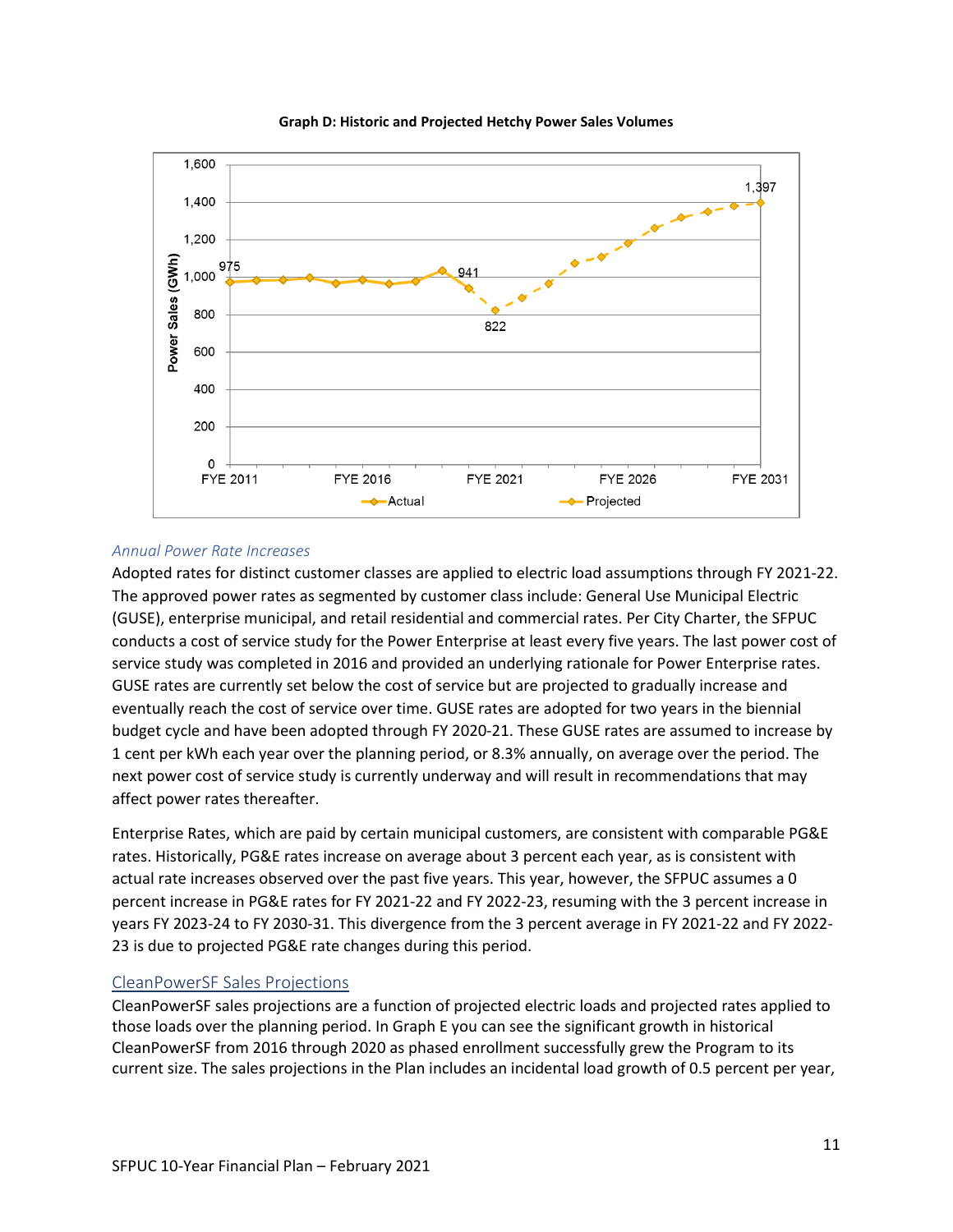**Graph D: Historic and Projected Hetchy Power Sales Volumes**

### Annual Power Rate Increases

Adopted rates for distinct customer classes are applied to electric load assumptions through FY 2021-22. The approved power rates as segmented by customer class include: General Use Municipal Electric (GUSE), enterprise municipal, and retail residential and commercial rates. Per City Charter, the SFPUC conducts a cost of service study for the Power Enterprise at least every five years. The last power cost of service study was completed in 2016 and provided an underlying rationale for Power Enterprise rates. GUSE rates are currently set below the cost of service but are projected to gradually increase and eventually reach the cost of service over time. GUSE rates are adopted for two years in the biennial budget cycle and have been adopted through FY 2020-21. These GUSE rates are assumed to increase by 1 cent per kWh each year over the planning period, or 8.3% annually, on average over the period. The next power cost of service study is currently underway and will result in recommendations that may affect power rates thereafter.

Enterprise Rates, which are paid by certain municipal customers, are consistent with comparable PG&E rates. Historically, PG&E rates increase on average about 3 percent each year, as is consistent with actual rate increases observed over the past five years. This year, however, the SFPUC assumes a 0 percent increase in PG&E rates for FY 2021-22 and FY 2022-23, resuming with the 3 percent increase in years FY 2023-24 to FY 2030-31. This divergence from the 3 percent average in FY 2021-22 and FY 2022-23 is due to projected PG&E rate changes during this period.

### CleanPowerSF Sales Projections

CleanPowerSF sales projections are a function of projected electric loads and projected rates applied to those loads over the planning period. In Graph E you can see the significant growth in historical CleanPowerSF from 2016 through 2020 as phased enrollment successfully grew the Program to its current size. The sales projections in the Plan includes an incidental load growth of 0.5 percent per year,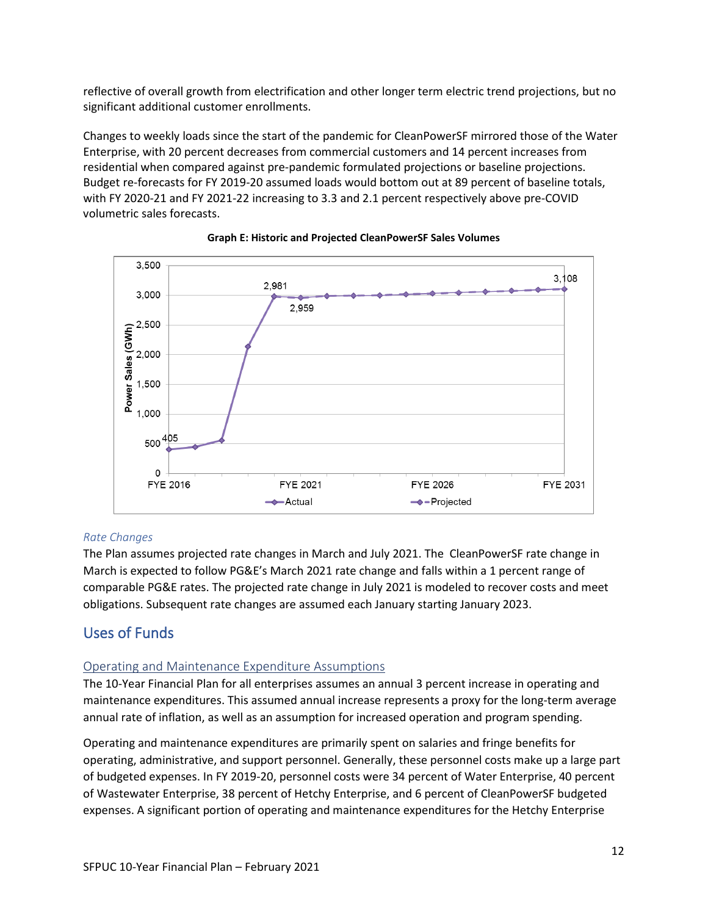reflective of overall growth from electrification and other longer term electric trend projections, but no significant additional customer enrollments.

Changes to weekly loads since the start of the pandemic for CleanPowerSF mirrored those of the Water Enterprise, with 20 percent decreases from commercial customers and 14 percent increases from residential when compared against pre-pandemic formulated projections or baseline projections. Budget re-forecasts for FY 2019-20 assumed loads would bottom out at 89 percent of baseline totals, with FY 2020-21 and FY 2021-22 increasing to 3.3 and 2.1 percent respectively above pre-COVID volumetric sales forecasts.

**Graph E: Historic and Projected CleanPowerSF Sales Volumes**

*Rate Changes*

The Plan assumes projected rate changes in March and July 2021. The CleanPowerSF rate change in March is expected to follow PG&E's March 2021 rate change and falls within a 1 percent range of comparable PG&E rates. The projected rate change in July 2021 is modeled to recover costs and meet obligations. Subsequent rate changes are assumed each January starting January 2023.

## Uses of Funds

### Operating and Maintenance Expenditure Assumptions

The 10-Year Financial Plan for all enterprises assumes an annual 3 percent increase in operating and maintenance expenditures. This assumed annual increase represents a proxy for the long-term average annual rate of inflation, as well as an assumption for increased operation and program spending.

Operating and maintenance expenditures are primarily spent on salaries and fringe benefits for operating, administrative, and support personnel. Generally, these personnel costs make up a large part of budgeted expenses. In FY 2019-20, personnel costs were 34 percent of Water Enterprise, 40 percent of Wastewater Enterprise, 38 percent of Hetchy Enterprise, and 6 percent of CleanPowerSF budgeted expenses. A significant portion of operating and maintenance expenditures for the Hetchy Enterprise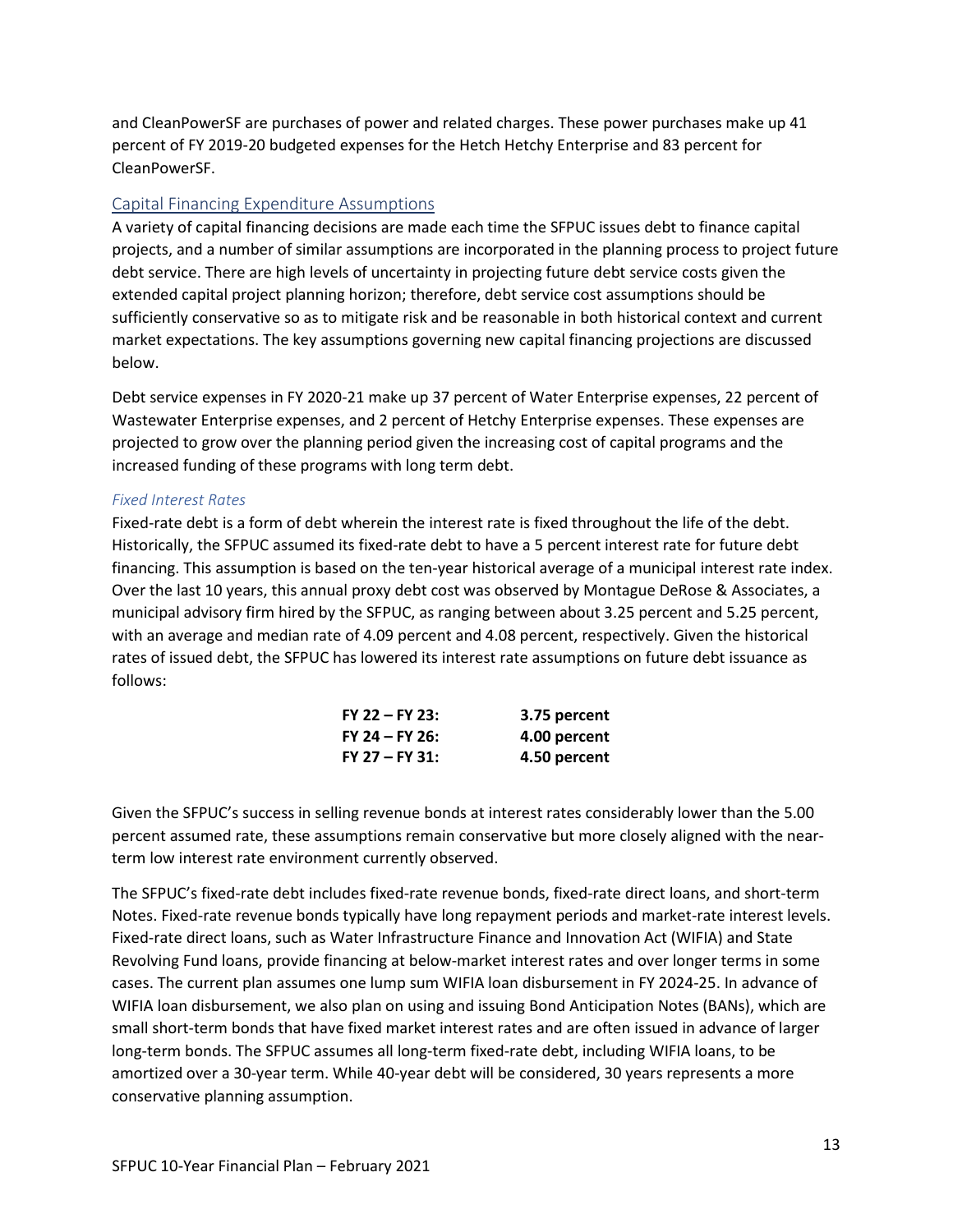and CleanPowerSF are purchases of power and related charges. These power purchases make up 41 percent of FY 2019-20 budgeted expenses for the Hetch Hetchy Enterprise and 83 percent for CleanPowerSF.

## Capital Financing Expenditure Assumptions

A variety of capital financing decisions are made each time the SFPUC issues debt to finance capital projects, and a number of similar assumptions are incorporated in the planning process to project future debt service. There are high levels of uncertainty in projecting future debt service costs given the extended capital project planning horizon; therefore, debt service cost assumptions should be sufficiently conservative so as to mitigate risk and be reasonable in both historical context and current market expectations. The key assumptions governing new capital financing projections are discussed below.

Debt service expenses in FY 2020-21 make up 37 percent of Water Enterprise expenses, 22 percent of Wastewater Enterprise expenses, and 2 percent of Hetchy Enterprise expenses. These expenses are projected to grow over the planning period given the increasing cost of capital programs and the increased funding of these programs with long term debt.

### *Fixed Interest Rates*

Fixed-rate debt is a form of debt wherein the interest rate is fixed throughout the life of the debt. Historically, the SFPUC assumed its fixed-rate debt to have a 5 percent interest rate for future debt financing. This assumption is based on the ten-year historical average of a municipal interest rate index. Over the last 10 years, this annual proxy debt cost was observed by Montague DeRose & Associates, a municipal advisory firm hired by the SFPUC, as ranging between about 3.25 percent and 5.25 percent, with an average and median rate of 4.09 percent and 4.08 percent, respectively. Given the historical rates of issued debt, the SFPUC has lowered its interest rate assumptions on future debt issuance as follows:

| | |
|---|---|
| **FY 22 – FY 23:** | **3.75 percent** |
| **FY 24 – FY 26:** | **4.00 percent** |
| **FY 27 – FY 31:** | **4.50 percent** |

Given the SFPUC's success in selling revenue bonds at interest rates considerably lower than the 5.00 percent assumed rate, these assumptions remain conservative but more closely aligned with the near-term low interest rate environment currently observed.

The SFPUC's fixed-rate debt includes fixed-rate revenue bonds, fixed-rate direct loans, and short-term Notes. Fixed-rate revenue bonds typically have long repayment periods and market-rate interest levels. Fixed-rate direct loans, such as Water Infrastructure Finance and Innovation Act (WIFIA) and State Revolving Fund loans, provide financing at below-market interest rates and over longer terms in some cases. The current plan assumes one lump sum WIFIA loan disbursement in FY 2024-25. In advance of WIFIA loan disbursement, we also plan on using and issuing Bond Anticipation Notes (BANs), which are small short-term bonds that have fixed market interest rates and are often issued in advance of larger long-term bonds. The SFPUC assumes all long-term fixed-rate debt, including WIFIA loans, to be amortized over a 30-year term. While 40-year debt will be considered, 30 years represents a more conservative planning assumption.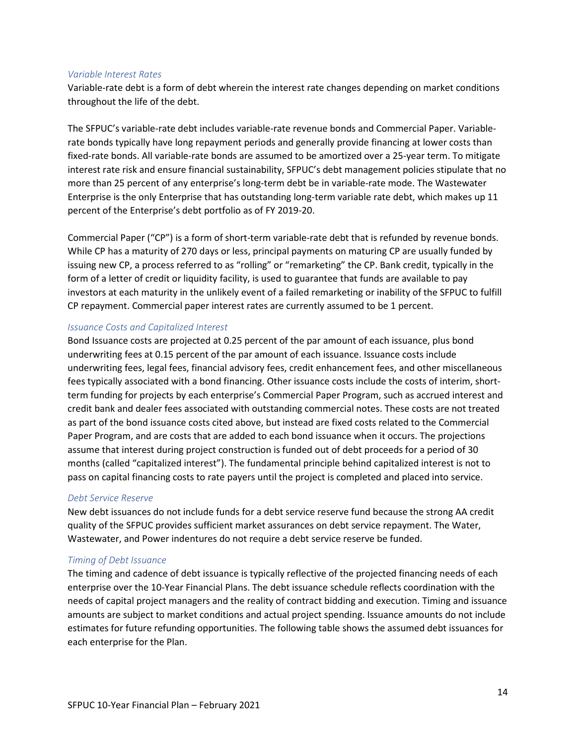### *Variable Interest Rates*

Variable-rate debt is a form of debt wherein the interest rate changes depending on market conditions throughout the life of the debt.

The SFPUC's variable-rate debt includes variable-rate revenue bonds and Commercial Paper. Variable-rate bonds typically have long repayment periods and generally provide financing at lower costs than fixed-rate bonds. All variable-rate bonds are assumed to be amortized over a 25-year term. To mitigate interest rate risk and ensure financial sustainability, SFPUC's debt management policies stipulate that no more than 25 percent of any enterprise's long-term debt be in variable-rate mode. The Wastewater Enterprise is the only Enterprise that has outstanding long-term variable rate debt, which makes up 11 percent of the Enterprise's debt portfolio as of FY 2019-20.

Commercial Paper ("CP") is a form of short-term variable-rate debt that is refunded by revenue bonds. While CP has a maturity of 270 days or less, principal payments on maturing CP are usually funded by issuing new CP, a process referred to as "rolling" or "remarketing" the CP. Bank credit, typically in the form of a letter of credit or liquidity facility, is used to guarantee that funds are available to pay investors at each maturity in the unlikely event of a failed remarketing or inability of the SFPUC to fulfill CP repayment. Commercial paper interest rates are currently assumed to be 1 percent.

### *Issuance Costs and Capitalized Interest*

Bond Issuance costs are projected at 0.25 percent of the par amount of each issuance, plus bond underwriting fees at 0.15 percent of the par amount of each issuance. Issuance costs include underwriting fees, legal fees, financial advisory fees, credit enhancement fees, and other miscellaneous fees typically associated with a bond financing. Other issuance costs include the costs of interim, short-term funding for projects by each enterprise's Commercial Paper Program, such as accrued interest and credit bank and dealer fees associated with outstanding commercial notes. These costs are not treated as part of the bond issuance costs cited above, but instead are fixed costs related to the Commercial Paper Program, and are costs that are added to each bond issuance when it occurs. The projections assume that interest during project construction is funded out of debt proceeds for a period of 30 months (called "capitalized interest"). The fundamental principle behind capitalized interest is not to pass on capital financing costs to rate payers until the project is completed and placed into service.

### *Debt Service Reserve*

New debt issuances do not include funds for a debt service reserve fund because the strong AA credit quality of the SFPUC provides sufficient market assurances on debt service repayment. The Water, Wastewater, and Power indentures do not require a debt service reserve be funded.

### *Timing of Debt Issuance*

The timing and cadence of debt issuance is typically reflective of the projected financing needs of each enterprise over the 10-Year Financial Plans. The debt issuance schedule reflects coordination with the needs of capital project managers and the reality of contract bidding and execution. Timing and issuance amounts are subject to market conditions and actual project spending. Issuance amounts do not include estimates for future refunding opportunities. The following table shows the assumed debt issuances for each enterprise for the Plan.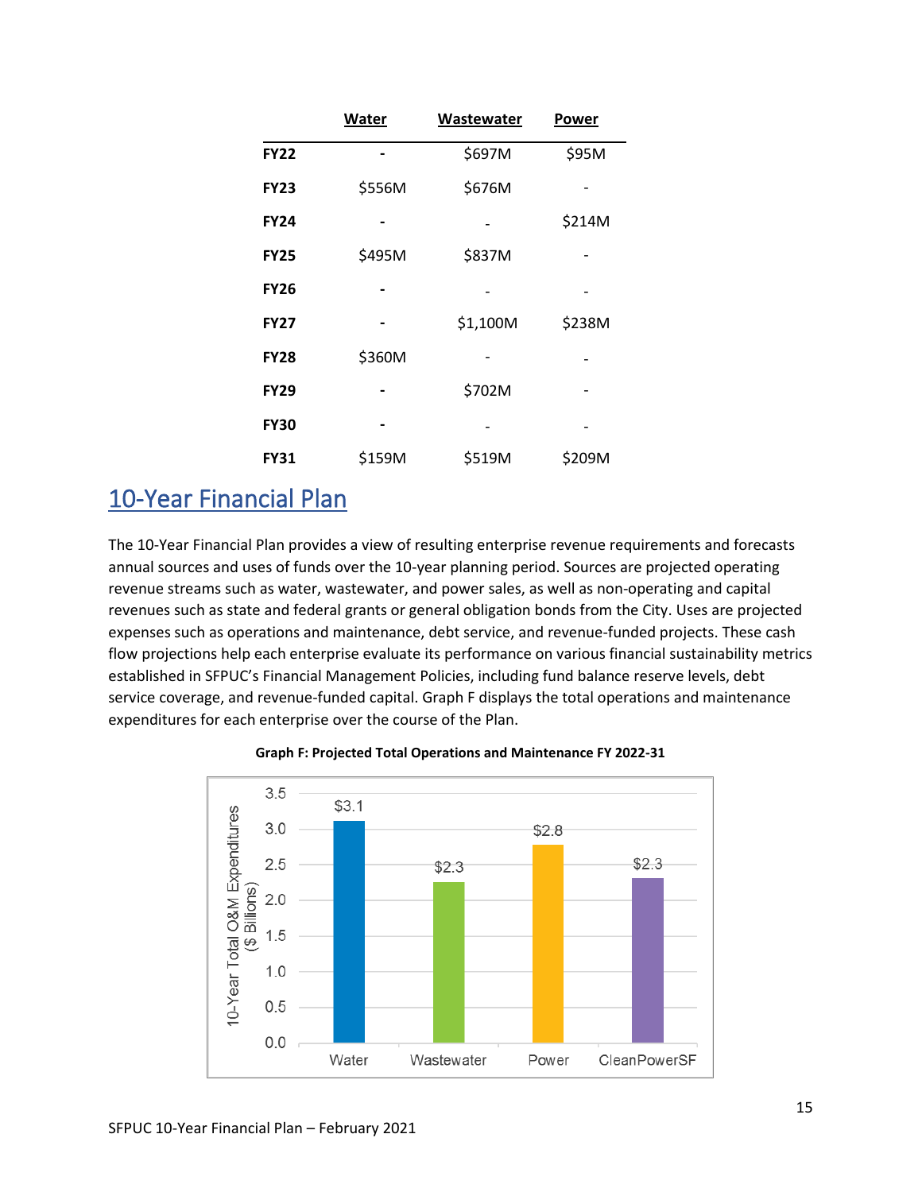| | Water | Wastewater | Power |
|---|---|---|---|
| FY22 | - | $697M | $95M |
| FY23 | $556M | $676M | - |
| FY24 | - | - | $214M |
| FY25 | $495M | $837M | - |
| FY26 | - | - | - |
| FY27 | - | $1,100M | $238M |
| FY28 | $360M | - | - |
| FY29 | - | $702M | - |
| FY30 | - | - | - |
| FY31 | $159M | $519M | $209M |

## 10-Year Financial Plan

The 10-Year Financial Plan provides a view of resulting enterprise revenue requirements and forecasts annual sources and uses of funds over the 10-year planning period. Sources are projected operating revenue streams such as water, wastewater, and power sales, as well as non-operating and capital revenues such as state and federal grants or general obligation bonds from the City. Uses are projected expenses such as operations and maintenance, debt service, and revenue-funded projects. These cash flow projections help each enterprise evaluate its performance on various financial sustainability metrics established in SFPUC's Financial Management Policies, including fund balance reserve levels, debt service coverage, and revenue-funded capital. Graph F displays the total operations and maintenance expenditures for each enterprise over the course of the Plan.

**Graph F: Projected Total Operations and Maintenance FY 2022-31**

| | 10-Year Total O&M Expenditures ($ Billions) |
|---|---|
| Water | $3.1 |
| Wastewater | $2.3 |
| Power | $2.8 |
| CleanPowerSF | $2.3 |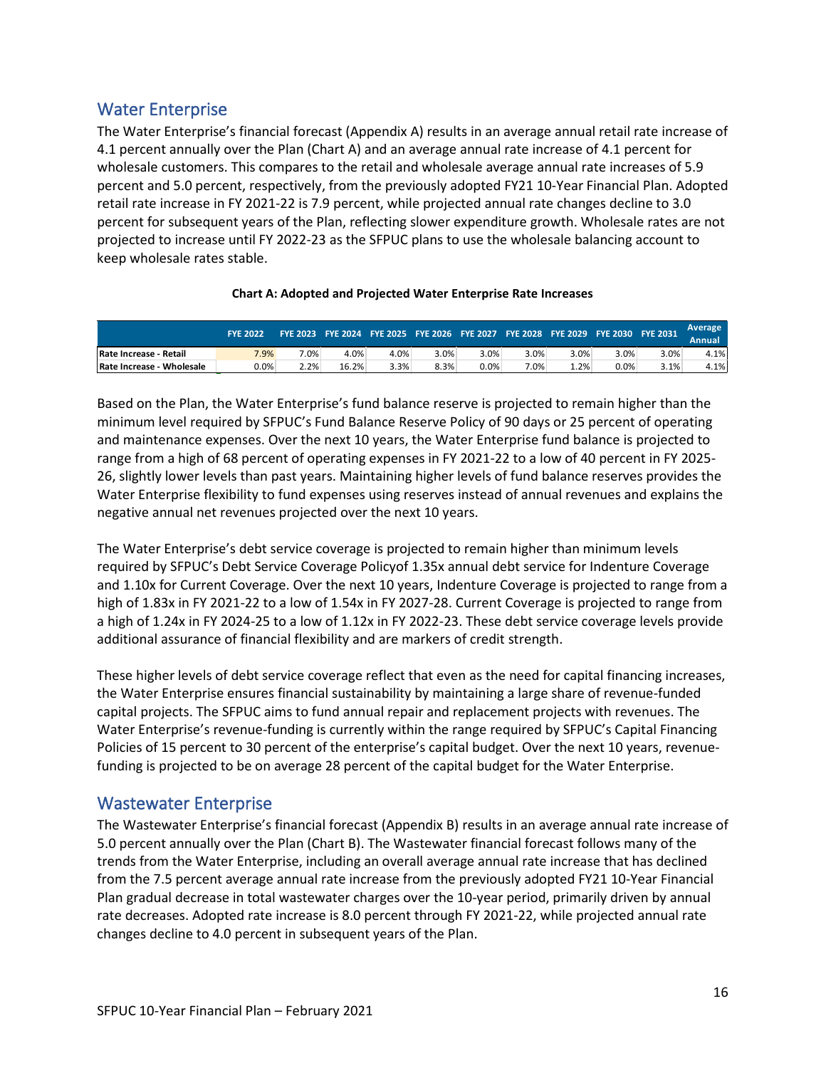## Water Enterprise

The Water Enterprise's financial forecast (Appendix A) results in an average annual retail rate increase of 4.1 percent annually over the Plan (Chart A) and an average annual rate increase of 4.1 percent for wholesale customers. This compares to the retail and wholesale average annual rate increases of 5.9 percent and 5.0 percent, respectively, from the previously adopted FY21 10-Year Financial Plan. Adopted retail rate increase in FY 2021-22 is 7.9 percent, while projected annual rate changes decline to 3.0 percent for subsequent years of the Plan, reflecting slower expenditure growth. Wholesale rates are not projected to increase until FY 2022-23 as the SFPUC plans to use the wholesale balancing account to keep wholesale rates stable.

**Chart A: Adopted and Projected Water Enterprise Rate Increases**

| | FYE 2022 | FYE 2023 | FYE 2024 | FYE 2025 | FYE 2026 | FYE 2027 | FYE 2028 | FYE 2029 | FYE 2030 | FYE 2031 | Average Annual |
|---|---|---|---|---|---|---|---|---|---|---|---|
| Rate Increase - Retail | 7.9% | 7.0% | 4.0% | 4.0% | 3.0% | 3.0% | 3.0% | 3.0% | 3.0% | 3.0% | 4.1% |
| Rate Increase - Wholesale | 0.0% | 2.2% | 16.2% | 3.3% | 8.3% | 0.0% | 7.0% | 1.2% | 0.0% | 3.1% | 4.1% |

Based on the Plan, the Water Enterprise's fund balance reserve is projected to remain higher than the minimum level required by SFPUC's Fund Balance Reserve Policy of 90 days or 25 percent of operating and maintenance expenses. Over the next 10 years, the Water Enterprise fund balance is projected to range from a high of 68 percent of operating expenses in FY 2021-22 to a low of 40 percent in FY 2025-26, slightly lower levels than past years. Maintaining higher levels of fund balance reserves provides the Water Enterprise flexibility to fund expenses using reserves instead of annual revenues and explains the negative annual net revenues projected over the next 10 years.

The Water Enterprise's debt service coverage is projected to remain higher than minimum levels required by SFPUC's Debt Service Coverage Policyof 1.35x annual debt service for Indenture Coverage and 1.10x for Current Coverage. Over the next 10 years, Indenture Coverage is projected to range from a high of 1.83x in FY 2021-22 to a low of 1.54x in FY 2027-28. Current Coverage is projected to range from a high of 1.24x in FY 2024-25 to a low of 1.12x in FY 2022-23. These debt service coverage levels provide additional assurance of financial flexibility and are markers of credit strength.

These higher levels of debt service coverage reflect that even as the need for capital financing increases, the Water Enterprise ensures financial sustainability by maintaining a large share of revenue-funded capital projects. The SFPUC aims to fund annual repair and replacement projects with revenues. The Water Enterprise's revenue-funding is currently within the range required by SFPUC's Capital Financing Policies of 15 percent to 30 percent of the enterprise's capital budget. Over the next 10 years, revenue-funding is projected to be on average 28 percent of the capital budget for the Water Enterprise.

## Wastewater Enterprise

The Wastewater Enterprise's financial forecast (Appendix B) results in an average annual rate increase of 5.0 percent annually over the Plan (Chart B). The Wastewater financial forecast follows many of the trends from the Water Enterprise, including an overall average annual rate increase that has declined from the 7.5 percent average annual rate increase from the previously adopted FY21 10-Year Financial Plan gradual decrease in total wastewater charges over the 10-year period, primarily driven by annual rate decreases. Adopted rate increase is 8.0 percent through FY 2021-22, while projected annual rate changes decline to 4.0 percent in subsequent years of the Plan.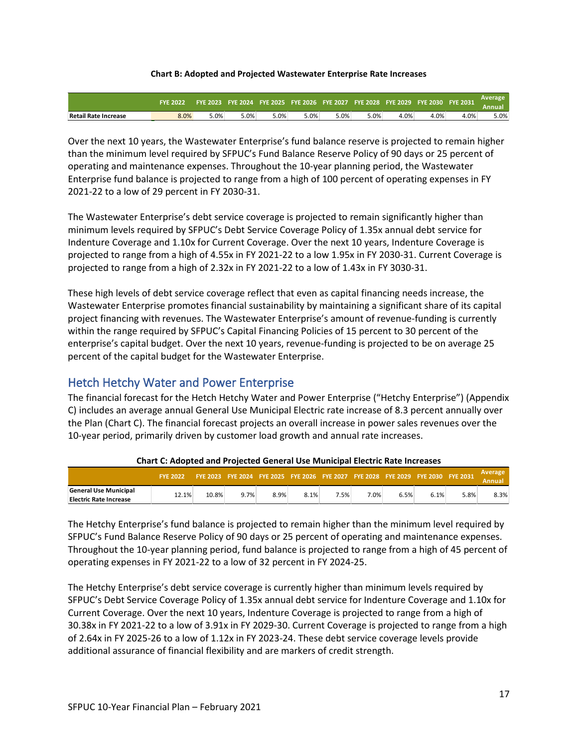**Chart B: Adopted and Projected Wastewater Enterprise Rate Increases**

| | FYE 2022 | FYE 2023 | FYE 2024 | FYE 2025 | FYE 2026 | FYE 2027 | FYE 2028 | FYE 2029 | FYE 2030 | FYE 2031 | Average Annual |
|---|---|---|---|---|---|---|---|---|---|---|---|
| **Retail Rate Increase** | 8.0% | 5.0% | 5.0% | 5.0% | 5.0% | 5.0% | 5.0% | 4.0% | 4.0% | 4.0% | 5.0% |

Over the next 10 years, the Wastewater Enterprise's fund balance reserve is projected to remain higher than the minimum level required by SFPUC's Fund Balance Reserve Policy of 90 days or 25 percent of operating and maintenance expenses. Throughout the 10-year planning period, the Wastewater Enterprise fund balance is projected to range from a high of 100 percent of operating expenses in FY 2021-22 to a low of 29 percent in FY 2030-31.

The Wastewater Enterprise's debt service coverage is projected to remain significantly higher than minimum levels required by SFPUC's Debt Service Coverage Policy of 1.35x annual debt service for Indenture Coverage and 1.10x for Current Coverage. Over the next 10 years, Indenture Coverage is projected to range from a high of 4.55x in FY 2021-22 to a low 1.95x in FY 2030-31. Current Coverage is projected to range from a high of 2.32x in FY 2021-22 to a low of 1.43x in FY 3030-31.

These high levels of debt service coverage reflect that even as capital financing needs increase, the Wastewater Enterprise promotes financial sustainability by maintaining a significant share of its capital project financing with revenues. The Wastewater Enterprise's amount of revenue-funding is currently within the range required by SFPUC's Capital Financing Policies of 15 percent to 30 percent of the enterprise's capital budget. Over the next 10 years, revenue-funding is projected to be on average 25 percent of the capital budget for the Wastewater Enterprise.

## Hetch Hetchy Water and Power Enterprise

The financial forecast for the Hetch Hetchy Water and Power Enterprise ("Hetchy Enterprise") (Appendix C) includes an average annual General Use Municipal Electric rate increase of 8.3 percent annually over the Plan (Chart C). The financial forecast projects an overall increase in power sales revenues over the 10-year period, primarily driven by customer load growth and annual rate increases.

**Chart C: Adopted and Projected General Use Municipal Electric Rate Increases**

| | FYE 2022 | FYE 2023 | FYE 2024 | FYE 2025 | FYE 2026 | FYE 2027 | FYE 2028 | FYE 2029 | FYE 2030 | FYE 2031 | Average Annual |
|---|---|---|---|---|---|---|---|---|---|---|---|
| **General Use Municipal Electric Rate Increase** | 12.1% | 10.8% | 9.7% | 8.9% | 8.1% | 7.5% | 7.0% | 6.5% | 6.1% | 5.8% | 8.3% |

The Hetchy Enterprise's fund balance is projected to remain higher than the minimum level required by SFPUC's Fund Balance Reserve Policy of 90 days or 25 percent of operating and maintenance expenses. Throughout the 10-year planning period, fund balance is projected to range from a high of 45 percent of operating expenses in FY 2021-22 to a low of 32 percent in FY 2024-25.

The Hetchy Enterprise's debt service coverage is currently higher than minimum levels required by SFPUC's Debt Service Coverage Policy of 1.35x annual debt service for Indenture Coverage and 1.10x for Current Coverage. Over the next 10 years, Indenture Coverage is projected to range from a high of 30.38x in FY 2021-22 to a low of 3.91x in FY 2029-30. Current Coverage is projected to range from a high of 2.64x in FY 2025-26 to a low of 1.12x in FY 2023-24. These debt service coverage levels provide additional assurance of financial flexibility and are markers of credit strength.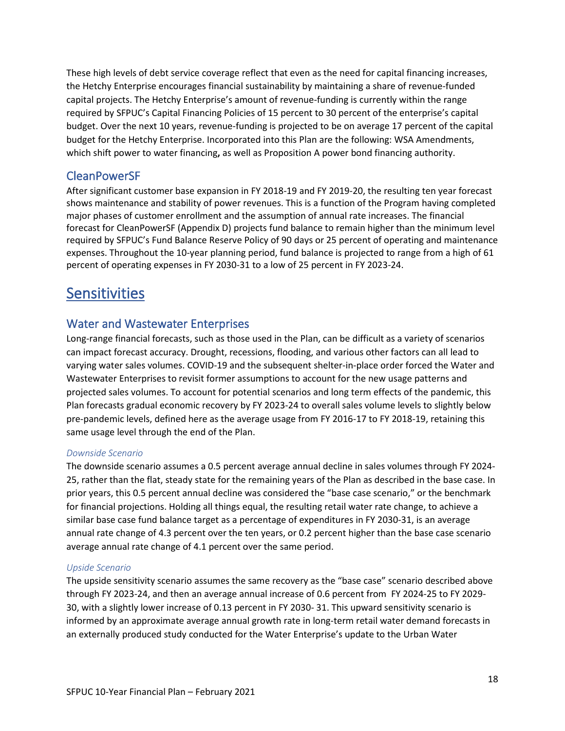These high levels of debt service coverage reflect that even as the need for capital financing increases, the Hetchy Enterprise encourages financial sustainability by maintaining a share of revenue-funded capital projects. The Hetchy Enterprise's amount of revenue-funding is currently within the range required by SFPUC's Capital Financing Policies of 15 percent to 30 percent of the enterprise's capital budget. Over the next 10 years, revenue-funding is projected to be on average 17 percent of the capital budget for the Hetchy Enterprise. Incorporated into this Plan are the following: WSA Amendments, which shift power to water financing**,** as well as Proposition A power bond financing authority.

## CleanPowerSF

After significant customer base expansion in FY 2018-19 and FY 2019-20, the resulting ten year forecast shows maintenance and stability of power revenues. This is a function of the Program having completed major phases of customer enrollment and the assumption of annual rate increases. The financial forecast for CleanPowerSF (Appendix D) projects fund balance to remain higher than the minimum level required by SFPUC's Fund Balance Reserve Policy of 90 days or 25 percent of operating and maintenance expenses. Throughout the 10-year planning period, fund balance is projected to range from a high of 61 percent of operating expenses in FY 2030-31 to a low of 25 percent in FY 2023-24.

# Sensitivities

## Water and Wastewater Enterprises

Long-range financial forecasts, such as those used in the Plan, can be difficult as a variety of scenarios can impact forecast accuracy. Drought, recessions, flooding, and various other factors can all lead to varying water sales volumes. COVID-19 and the subsequent shelter-in-place order forced the Water and Wastewater Enterprises to revisit former assumptions to account for the new usage patterns and projected sales volumes. To account for potential scenarios and long term effects of the pandemic, this Plan forecasts gradual economic recovery by FY 2023-24 to overall sales volume levels to slightly below pre-pandemic levels, defined here as the average usage from FY 2016-17 to FY 2018-19, retaining this same usage level through the end of the Plan.

### *Downside Scenario*

The downside scenario assumes a 0.5 percent average annual decline in sales volumes through FY 2024-25, rather than the flat, steady state for the remaining years of the Plan as described in the base case. In prior years, this 0.5 percent annual decline was considered the "base case scenario," or the benchmark for financial projections. Holding all things equal, the resulting retail water rate change, to achieve a similar base case fund balance target as a percentage of expenditures in FY 2030-31, is an average annual rate change of 4.3 percent over the ten years, or 0.2 percent higher than the base case scenario average annual rate change of 4.1 percent over the same period.

### *Upside Scenario*

The upside sensitivity scenario assumes the same recovery as the "base case" scenario described above through FY 2023-24, and then an average annual increase of 0.6 percent from FY 2024-25 to FY 2029-30, with a slightly lower increase of 0.13 percent in FY 2030- 31. This upward sensitivity scenario is informed by an approximate average annual growth rate in long-term retail water demand forecasts in an externally produced study conducted for the Water Enterprise's update to the Urban Water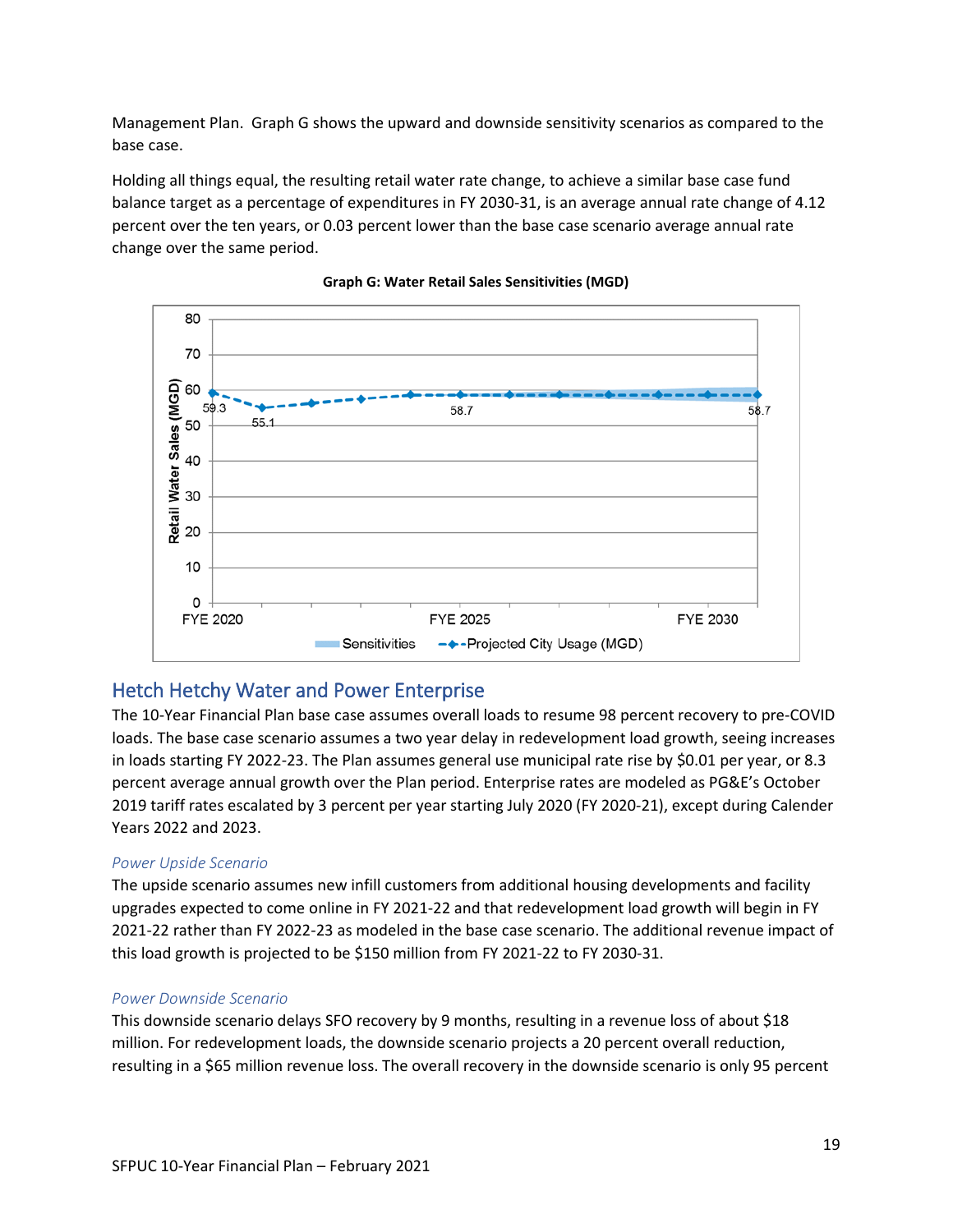Management Plan. Graph G shows the upward and downside sensitivity scenarios as compared to the base case.

Holding all things equal, the resulting retail water rate change, to achieve a similar base case fund balance target as a percentage of expenditures in FY 2030-31, is an average annual rate change of 4.12 percent over the ten years, or 0.03 percent lower than the base case scenario average annual rate change over the same period.

**Graph G: Water Retail Sales Sensitivities (MGD)**

## Hetch Hetchy Water and Power Enterprise

The 10-Year Financial Plan base case assumes overall loads to resume 98 percent recovery to pre-COVID loads. The base case scenario assumes a two year delay in redevelopment load growth, seeing increases in loads starting FY 2022-23. The Plan assumes general use municipal rate rise by $0.01 per year, or 8.3 percent average annual growth over the Plan period. Enterprise rates are modeled as PG&E's October 2019 tariff rates escalated by 3 percent per year starting July 2020 (FY 2020-21), except during Calender Years 2022 and 2023.

### *Power Upside Scenario*

The upside scenario assumes new infill customers from additional housing developments and facility upgrades expected to come online in FY 2021-22 and that redevelopment load growth will begin in FY 2021-22 rather than FY 2022-23 as modeled in the base case scenario. The additional revenue impact of this load growth is projected to be $150 million from FY 2021-22 to FY 2030-31.

### *Power Downside Scenario*

This downside scenario delays SFO recovery by 9 months, resulting in a revenue loss of about $18 million. For redevelopment loads, the downside scenario projects a 20 percent overall reduction, resulting in a $65 million revenue loss. The overall recovery in the downside scenario is only 95 percent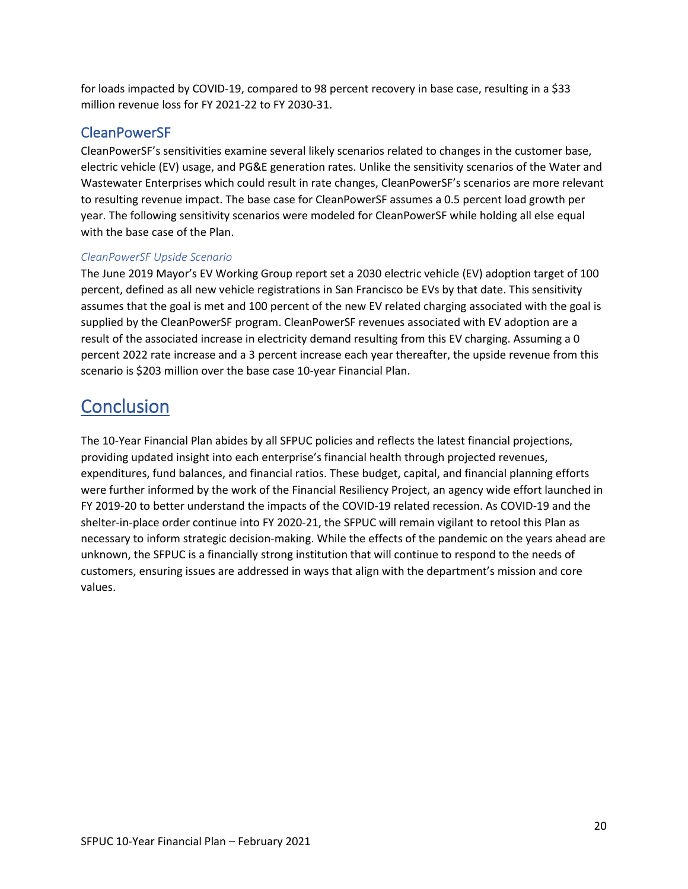for loads impacted by COVID-19, compared to 98 percent recovery in base case, resulting in a $33 million revenue loss for FY 2021-22 to FY 2030-31.

## CleanPowerSF

CleanPowerSF's sensitivities examine several likely scenarios related to changes in the customer base, electric vehicle (EV) usage, and PG&E generation rates. Unlike the sensitivity scenarios of the Water and Wastewater Enterprises which could result in rate changes, CleanPowerSF's scenarios are more relevant to resulting revenue impact. The base case for CleanPowerSF assumes a 0.5 percent load growth per year. The following sensitivity scenarios were modeled for CleanPowerSF while holding all else equal with the base case of the Plan.

### *CleanPowerSF Upside Scenario*

The June 2019 Mayor's EV Working Group report set a 2030 electric vehicle (EV) adoption target of 100 percent, defined as all new vehicle registrations in San Francisco be EVs by that date. This sensitivity assumes that the goal is met and 100 percent of the new EV related charging associated with the goal is supplied by the CleanPowerSF program. CleanPowerSF revenues associated with EV adoption are a result of the associated increase in electricity demand resulting from this EV charging. Assuming a 0 percent 2022 rate increase and a 3 percent increase each year thereafter, the upside revenue from this scenario is $203 million over the base case 10-year Financial Plan.

# Conclusion

The 10-Year Financial Plan abides by all SFPUC policies and reflects the latest financial projections, providing updated insight into each enterprise's financial health through projected revenues, expenditures, fund balances, and financial ratios. These budget, capital, and financial planning efforts were further informed by the work of the Financial Resiliency Project, an agency wide effort launched in FY 2019-20 to better understand the impacts of the COVID-19 related recession. As COVID-19 and the shelter-in-place order continue into FY 2020-21, the SFPUC will remain vigilant to retool this Plan as necessary to inform strategic decision-making. While the effects of the pandemic on the years ahead are unknown, the SFPUC is a financially strong institution that will continue to respond to the needs of customers, ensuring issues are addressed in ways that align with the department's mission and core values.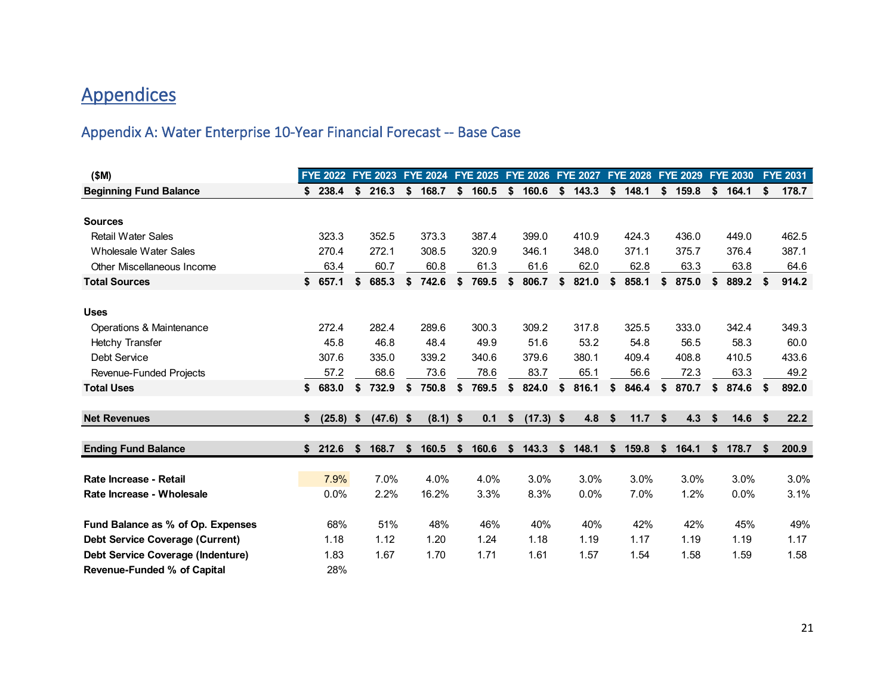# Appendices

## Appendix A: Water Enterprise 10-Year Financial Forecast -- Base Case

| ($M) | FYE 2022 | FYE 2023 | FYE 2024 | FYE 2025 | FYE 2026 | FYE 2027 | FYE 2028 | FYE 2029 | FYE 2030 | FYE 2031 |
|---|---|---|---|---|---|---|---|---|---|---|
| **Beginning Fund Balance** | **$ 238.4** | **$ 216.3** | **$ 168.7** | **$ 160.5** | **$ 160.6** | **$ 143.3** | **$ 148.1** | **$ 159.8** | **$ 164.1** | **$ 178.7** |
| | | | | | | | | | | |
| **Sources** | | | | | | | | | | |
| Retail Water Sales | 323.3 | 352.5 | 373.3 | 387.4 | 399.0 | 410.9 | 424.3 | 436.0 | 449.0 | 462.5 |
| Wholesale Water Sales | 270.4 | 272.1 | 308.5 | 320.9 | 346.1 | 348.0 | 371.1 | 375.7 | 376.4 | 387.1 |
| Other Miscellaneous Income | 63.4 | 60.7 | 60.8 | 61.3 | 61.6 | 62.0 | 62.8 | 63.3 | 63.8 | 64.6 |
| **Total Sources** | **$ 657.1** | **$ 685.3** | **$ 742.6** | **$ 769.5** | **$ 806.7** | **$ 821.0** | **$ 858.1** | **$ 875.0** | **$ 889.2** | **$ 914.2** |
| | | | | | | | | | | |
| **Uses** | | | | | | | | | | |
| Operations & Maintenance | 272.4 | 282.4 | 289.6 | 300.3 | 309.2 | 317.8 | 325.5 | 333.0 | 342.4 | 349.3 |
| Hetchy Transfer | 45.8 | 46.8 | 48.4 | 49.9 | 51.6 | 53.2 | 54.8 | 56.5 | 58.3 | 60.0 |
| Debt Service | 307.6 | 335.0 | 339.2 | 340.6 | 379.6 | 380.1 | 409.4 | 408.8 | 410.5 | 433.6 |
| Revenue-Funded Projects | 57.2 | 68.6 | 73.6 | 78.6 | 83.7 | 65.1 | 56.6 | 72.3 | 63.3 | 49.2 |
| **Total Uses** | **$ 683.0** | **$ 732.9** | **$ 750.8** | **$ 769.5** | **$ 824.0** | **$ 816.1** | **$ 846.4** | **$ 870.7** | **$ 874.6** | **$ 892.0** |
| | | | | | | | | | | |
| **Net Revenues** | **$ (25.8)** | **$ (47.6)** | **$ (8.1)** | **$ 0.1** | **$ (17.3)** | **$ 4.8** | **$ 11.7** | **$ 4.3** | **$ 14.6** | **$ 22.2** |
| | | | | | | | | | | |
| **Ending Fund Balance** | **$ 212.6** | **$ 168.7** | **$ 160.5** | **$ 160.6** | **$ 143.3** | **$ 148.1** | **$ 159.8** | **$ 164.1** | **$ 178.7** | **$ 200.9** |
| | | | | | | | | | | |
| **Rate Increase - Retail** | 7.9% | 7.0% | 4.0% | 4.0% | 3.0% | 3.0% | 3.0% | 3.0% | 3.0% | 3.0% |
| **Rate Increase - Wholesale** | 0.0% | 2.2% | 16.2% | 3.3% | 8.3% | 0.0% | 7.0% | 1.2% | 0.0% | 3.1% |
| | | | | | | | | | | |
| **Fund Balance as % of Op. Expenses** | 68% | 51% | 48% | 46% | 40% | 40% | 42% | 42% | 45% | 49% |
| **Debt Service Coverage (Current)** | 1.18 | 1.12 | 1.20 | 1.24 | 1.18 | 1.19 | 1.17 | 1.19 | 1.19 | 1.17 |
| **Debt Service Coverage (Indenture)** | 1.83 | 1.67 | 1.70 | 1.71 | 1.61 | 1.57 | 1.54 | 1.58 | 1.59 | 1.58 |
| **Revenue-Funded % of Capital** | 28% | | | | | | | | | |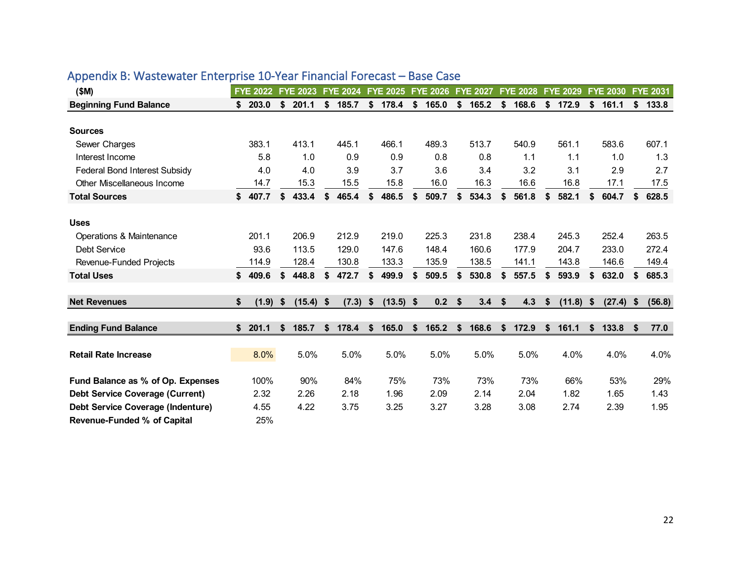## Appendix B: Wastewater Enterprise 10-Year Financial Forecast – Base Case

| ($M) | FYE 2022 | FYE 2023 | FYE 2024 | FYE 2025 | FYE 2026 | FYE 2027 | FYE 2028 | FYE 2029 | FYE 2030 | FYE 2031 |
|---|---|---|---|---|---|---|---|---|---|---|
| **Beginning Fund Balance** | **$ 203.0** | **$ 201.1** | **$ 185.7** | **$ 178.4** | **$ 165.0** | **$ 165.2** | **$ 168.6** | **$ 172.9** | **$ 161.1** | **$ 133.8** |
| | | | | | | | | | | |
| **Sources** | | | | | | | | | | |
| Sewer Charges | 383.1 | 413.1 | 445.1 | 466.1 | 489.3 | 513.7 | 540.9 | 561.1 | 583.6 | 607.1 |
| Interest Income | 5.8 | 1.0 | 0.9 | 0.9 | 0.8 | 0.8 | 1.1 | 1.1 | 1.0 | 1.3 |
| Federal Bond Interest Subsidy | 4.0 | 4.0 | 3.9 | 3.7 | 3.6 | 3.4 | 3.2 | 3.1 | 2.9 | 2.7 |
| Other Miscellaneous Income | 14.7 | 15.3 | 15.5 | 15.8 | 16.0 | 16.3 | 16.6 | 16.8 | 17.1 | 17.5 |
| **Total Sources** | **$ 407.7** | **$ 433.4** | **$ 465.4** | **$ 486.5** | **$ 509.7** | **$ 534.3** | **$ 561.8** | **$ 582.1** | **$ 604.7** | **$ 628.5** |
| | | | | | | | | | | |
| **Uses** | | | | | | | | | | |
| Operations & Maintenance | 201.1 | 206.9 | 212.9 | 219.0 | 225.3 | 231.8 | 238.4 | 245.3 | 252.4 | 263.5 |
| Debt Service | 93.6 | 113.5 | 129.0 | 147.6 | 148.4 | 160.6 | 177.9 | 204.7 | 233.0 | 272.4 |
| Revenue-Funded Projects | 114.9 | 128.4 | 130.8 | 133.3 | 135.9 | 138.5 | 141.1 | 143.8 | 146.6 | 149.4 |
| **Total Uses** | **$ 409.6** | **$ 448.8** | **$ 472.7** | **$ 499.9** | **$ 509.5** | **$ 530.8** | **$ 557.5** | **$ 593.9** | **$ 632.0** | **$ 685.3** |
| | | | | | | | | | | |
| **Net Revenues** | **$ (1.9)** | **$ (15.4)** | **$ (7.3)** | **$ (13.5)** | **$ 0.2** | **$ 3.4** | **$ 4.3** | **$ (11.8)** | **$ (27.4)** | **$ (56.8)** |
| | | | | | | | | | | |
| **Ending Fund Balance** | **$ 201.1** | **$ 185.7** | **$ 178.4** | **$ 165.0** | **$ 165.2** | **$ 168.6** | **$ 172.9** | **$ 161.1** | **$ 133.8** | **$ 77.0** |
| | | | | | | | | | | |
| **Retail Rate Increase** | 8.0% | 5.0% | 5.0% | 5.0% | 5.0% | 5.0% | 5.0% | 4.0% | 4.0% | 4.0% |
| | | | | | | | | | | |
| **Fund Balance as % of Op. Expenses** | 100% | 90% | 84% | 75% | 73% | 73% | 73% | 66% | 53% | 29% |
| **Debt Service Coverage (Current)** | 2.32 | 2.26 | 2.18 | 1.96 | 2.09 | 2.14 | 2.04 | 1.82 | 1.65 | 1.43 |
| **Debt Service Coverage (Indenture)** | 4.55 | 4.22 | 3.75 | 3.25 | 3.27 | 3.28 | 3.08 | 2.74 | 2.39 | 1.95 |
| **Revenue-Funded % of Capital** | 25% | | | | | | | | | |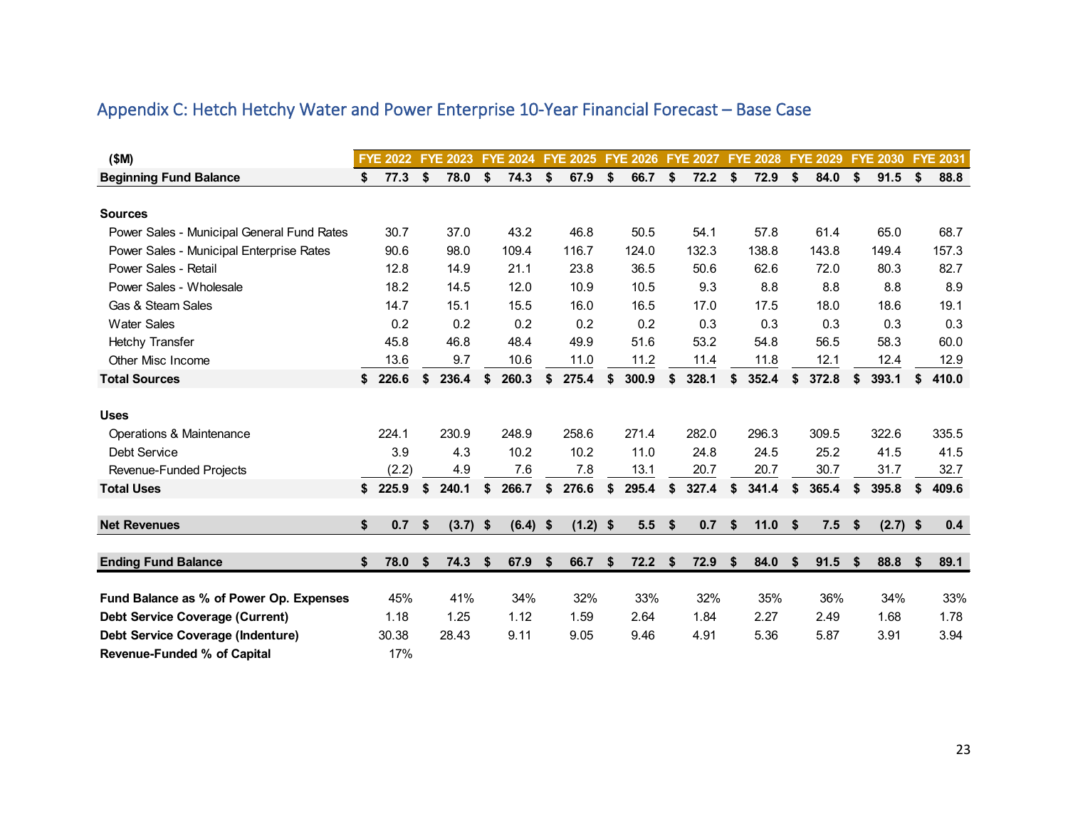## Appendix C: Hetch Hetchy Water and Power Enterprise 10-Year Financial Forecast – Base Case

| ($M) | FYE 2022 | FYE 2023 | FYE 2024 | FYE 2025 | FYE 2026 | FYE 2027 | FYE 2028 | FYE 2029 | FYE 2030 | FYE 2031 |
|---|---|---|---|---|---|---|---|---|---|---|
| **Beginning Fund Balance** | **$ 77.3** | **$ 78.0** | **$ 74.3** | **$ 67.9** | **$ 66.7** | **$ 72.2** | **$ 72.9** | **$ 84.0** | **$ 91.5** | **$ 88.8** |
| **Sources** | | | | | | | | | | |
| Power Sales - Municipal General Fund Rates | 30.7 | 37.0 | 43.2 | 46.8 | 50.5 | 54.1 | 57.8 | 61.4 | 65.0 | 68.7 |
| Power Sales - Municipal Enterprise Rates | 90.6 | 98.0 | 109.4 | 116.7 | 124.0 | 132.3 | 138.8 | 143.8 | 149.4 | 157.3 |
| Power Sales - Retail | 12.8 | 14.9 | 21.1 | 23.8 | 36.5 | 50.6 | 62.6 | 72.0 | 80.3 | 82.7 |
| Power Sales - Wholesale | 18.2 | 14.5 | 12.0 | 10.9 | 10.5 | 9.3 | 8.8 | 8.8 | 8.8 | 8.9 |
| Gas & Steam Sales | 14.7 | 15.1 | 15.5 | 16.0 | 16.5 | 17.0 | 17.5 | 18.0 | 18.6 | 19.1 |
| Water Sales | 0.2 | 0.2 | 0.2 | 0.2 | 0.2 | 0.3 | 0.3 | 0.3 | 0.3 | 0.3 |
| Hetchy Transfer | 45.8 | 46.8 | 48.4 | 49.9 | 51.6 | 53.2 | 54.8 | 56.5 | 58.3 | 60.0 |
| Other Misc Income | 13.6 | 9.7 | 10.6 | 11.0 | 11.2 | 11.4 | 11.8 | 12.1 | 12.4 | 12.9 |
| **Total Sources** | **$ 226.6** | **$ 236.4** | **$ 260.3** | **$ 275.4** | **$ 300.9** | **$ 328.1** | **$ 352.4** | **$ 372.8** | **$ 393.1** | **$ 410.0** |
| **Uses** | | | | | | | | | | |
| Operations & Maintenance | 224.1 | 230.9 | 248.9 | 258.6 | 271.4 | 282.0 | 296.3 | 309.5 | 322.6 | 335.5 |
| Debt Service | 3.9 | 4.3 | 10.2 | 10.2 | 11.0 | 24.8 | 24.5 | 25.2 | 41.5 | 41.5 |
| Revenue-Funded Projects | (2.2) | 4.9 | 7.6 | 7.8 | 13.1 | 20.7 | 20.7 | 30.7 | 31.7 | 32.7 |
| **Total Uses** | **$ 225.9** | **$ 240.1** | **$ 266.7** | **$ 276.6** | **$ 295.4** | **$ 327.4** | **$ 341.4** | **$ 365.4** | **$ 395.8** | **$ 409.6** |
| **Net Revenues** | **$ 0.7** | **$ (3.7)** | **$ (6.4)** | **$ (1.2)** | **$ 5.5** | **$ 0.7** | **$ 11.0** | **$ 7.5** | **$ (2.7)** | **$ 0.4** |
| **Ending Fund Balance** | **$ 78.0** | **$ 74.3** | **$ 67.9** | **$ 66.7** | **$ 72.2** | **$ 72.9** | **$ 84.0** | **$ 91.5** | **$ 88.8** | **$ 89.1** |
| **Fund Balance as % of Power Op. Expenses** | 45% | 41% | 34% | 32% | 33% | 32% | 35% | 36% | 34% | 33% |
| **Debt Service Coverage (Current)** | 1.18 | 1.25 | 1.12 | 1.59 | 2.64 | 1.84 | 2.27 | 2.49 | 1.68 | 1.78 |
| **Debt Service Coverage (Indenture)** | 30.38 | 28.43 | 9.11 | 9.05 | 9.46 | 4.91 | 5.36 | 5.87 | 3.91 | 3.94 |
| **Revenue-Funded % of Capital** | 17% | | | | | | | | | |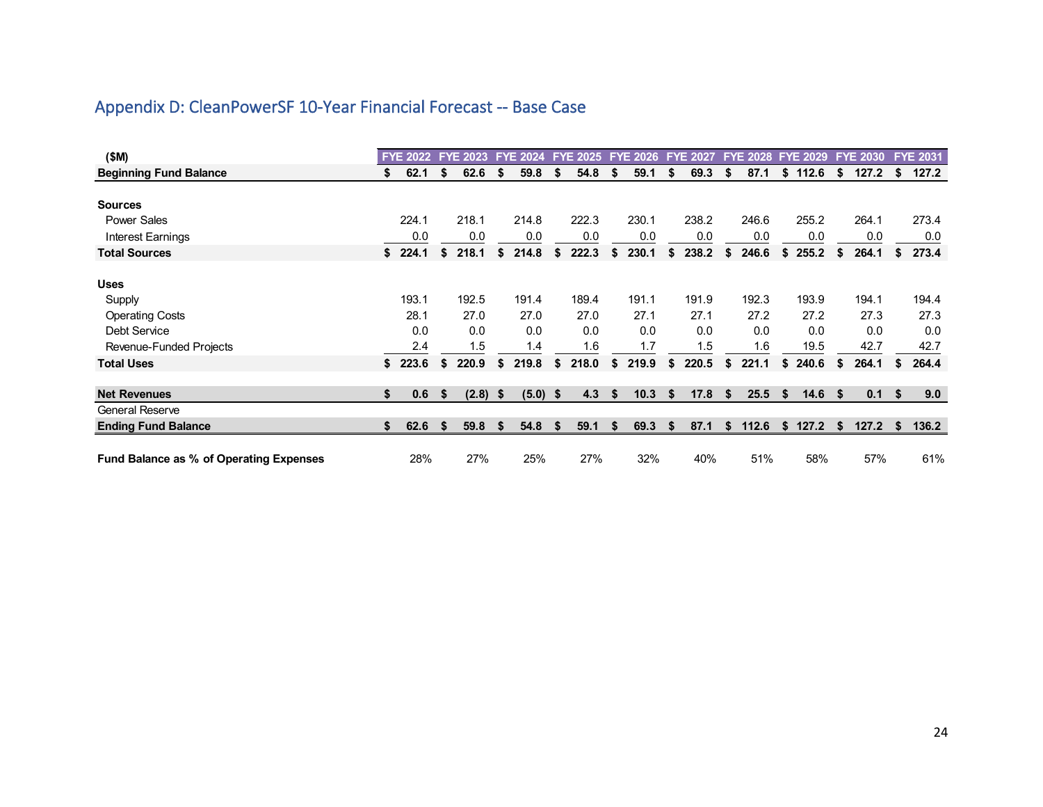## Appendix D: CleanPowerSF 10-Year Financial Forecast -- Base Case

| ($M) | FYE 2022 | FYE 2023 | FYE 2024 | FYE 2025 | FYE 2026 | FYE 2027 | FYE 2028 | FYE 2029 | FYE 2030 | FYE 2031 |
|---|---|---|---|---|---|---|---|---|---|---|
| **Beginning Fund Balance** | **$ 62.1** | **$ 62.6** | **$ 59.8** | **$ 54.8** | **$ 59.1** | **$ 69.3** | **$ 87.1** | **$ 112.6** | **$ 127.2** | **$ 127.2** |
| | | | | | | | | | | |
| **Sources** | | | | | | | | | | |
| Power Sales | 224.1 | 218.1 | 214.8 | 222.3 | 230.1 | 238.2 | 246.6 | 255.2 | 264.1 | 273.4 |
| Interest Earnings | 0.0 | 0.0 | 0.0 | 0.0 | 0.0 | 0.0 | 0.0 | 0.0 | 0.0 | 0.0 |
| **Total Sources** | **$ 224.1** | **$ 218.1** | **$ 214.8** | **$ 222.3** | **$ 230.1** | **$ 238.2** | **$ 246.6** | **$ 255.2** | **$ 264.1** | **$ 273.4** |
| | | | | | | | | | | |
| **Uses** | | | | | | | | | | |
| Supply | 193.1 | 192.5 | 191.4 | 189.4 | 191.1 | 191.9 | 192.3 | 193.9 | 194.1 | 194.4 |
| Operating Costs | 28.1 | 27.0 | 27.0 | 27.0 | 27.1 | 27.1 | 27.2 | 27.2 | 27.3 | 27.3 |
| Debt Service | 0.0 | 0.0 | 0.0 | 0.0 | 0.0 | 0.0 | 0.0 | 0.0 | 0.0 | 0.0 |
| Revenue-Funded Projects | 2.4 | 1.5 | 1.4 | 1.6 | 1.7 | 1.5 | 1.6 | 19.5 | 42.7 | 42.7 |
| **Total Uses** | **$ 223.6** | **$ 220.9** | **$ 219.8** | **$ 218.0** | **$ 219.9** | **$ 220.5** | **$ 221.1** | **$ 240.6** | **$ 264.1** | **$ 264.4** |
| | | | | | | | | | | |
| **Net Revenues** | **$ 0.6** | **$ (2.8)** | **$ (5.0)** | **$ 4.3** | **$ 10.3** | **$ 17.8** | **$ 25.5** | **$ 14.6** | **$ 0.1** | **$ 9.0** |
| General Reserve | | | | | | | | | | |
| **Ending Fund Balance** | **$ 62.6** | **$ 59.8** | **$ 54.8** | **$ 59.1** | **$ 69.3** | **$ 87.1** | **$ 112.6** | **$ 127.2** | **$ 127.2** | **$ 136.2** |
| | | | | | | | | | | |
| **Fund Balance as % of Operating Expenses** | 28% | 27% | 25% | 27% | 32% | 40% | 51% | 58% | 57% | 61% |